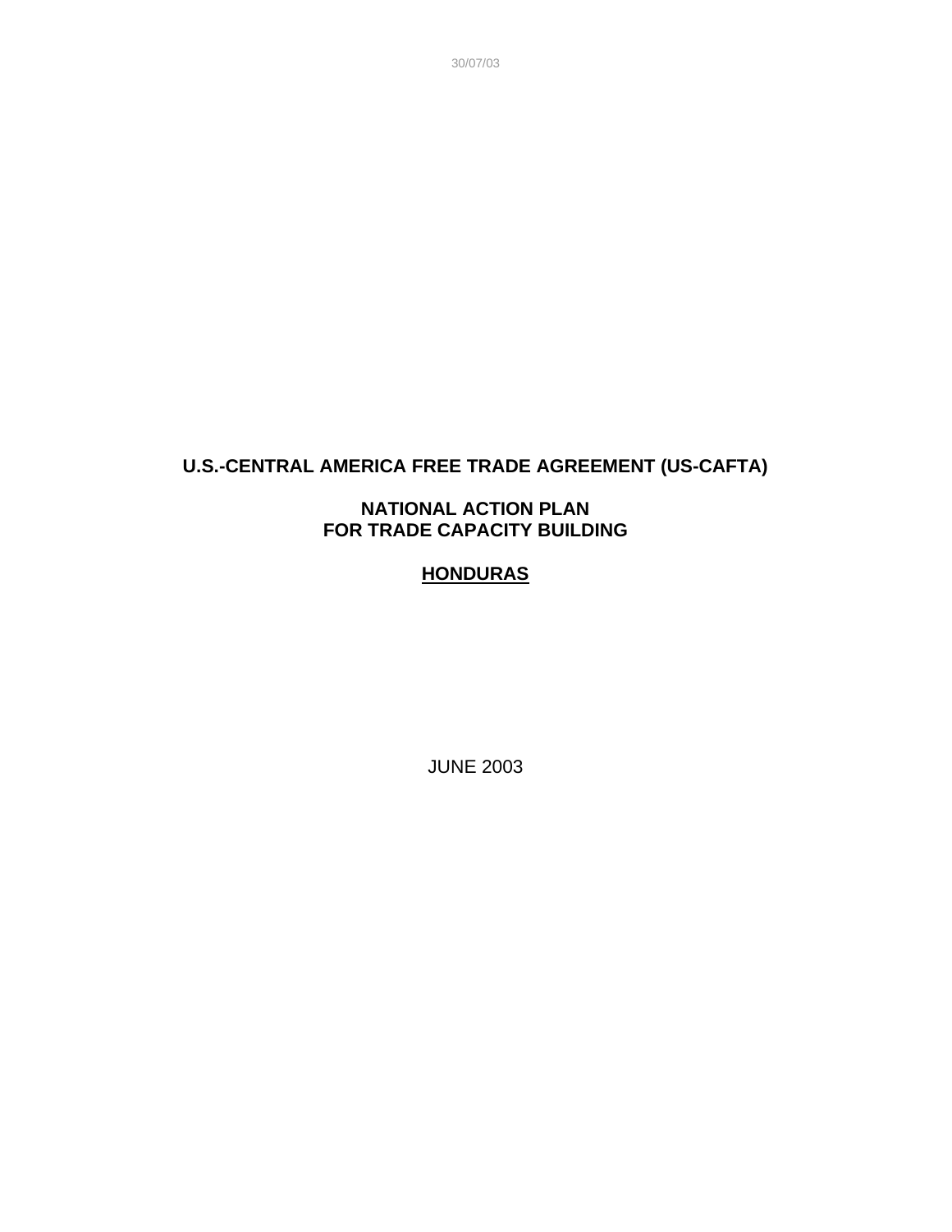# U.S.-CENTRAL AMERICA FREE TRADE AGREEMENT (US-CAFTA)

## NATIONAL ACTION PLAN FOR TRADE CAPACITY BUILDING

## HONDURAS

JUNE 2003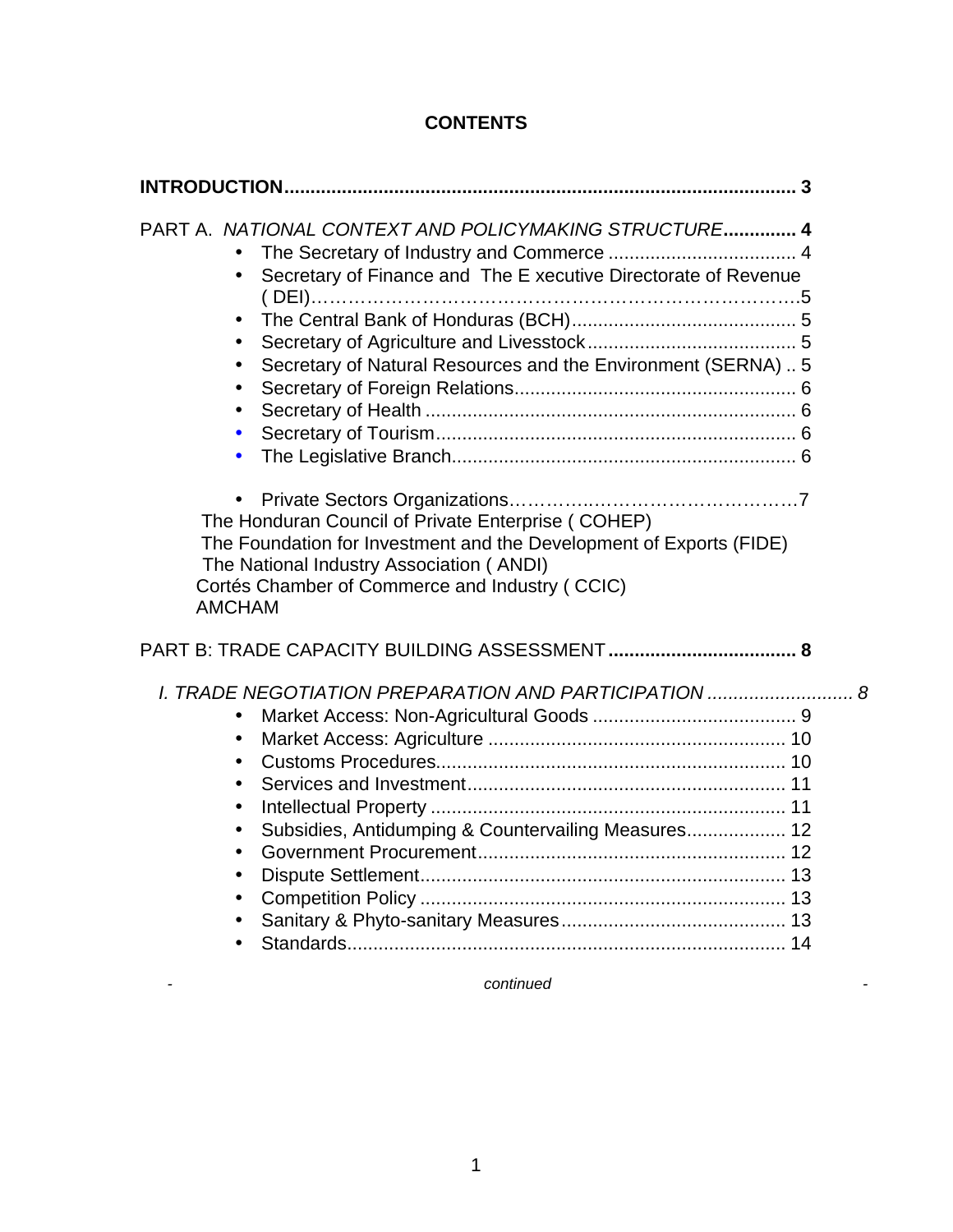**CONTENTS**

**INTRODUCTION................................................................................................ 3**

PART A. *NATIONAL CONTEXT AND POLICYMAKING STRUCTURE***.............. 4**

- The Secretary of Industry and Commerce .................................... 4
- Secretary of Finance and The E xecutive Directorate of Revenue ( DEI)……………………………………………………………………….5
- The Central Bank of Honduras (BCH)........................................... 5
- Secretary of Agriculture and Livesstock........................................ 5
- Secretary of Natural Resources and the Environment (SERNA) .. 5
- Secretary of Foreign Relations...................................................... 6
- Secretary of Health ....................................................................... 6
- Secretary of Tourism..................................................................... 6
- The Legislative Branch.................................................................. 6

- Private Sectors Organizations.…………..……………………………7

The Honduran Council of Private Enterprise ( COHEP)
The Foundation for Investment and the Development of Exports (FIDE)
The National Industry Association ( ANDI)
Cortés Chamber of Commerce and Industry ( CCIC)
AMCHAM

PART B: TRADE CAPACITY BUILDING ASSESSMENT**.................................... 8**

*I. TRADE NEGOTIATION PREPARATION AND PARTICIPATION ............................ 8*

- Market Access: Non-Agricultural Goods ....................................... 9
- Market Access: Agriculture ......................................................... 10
- Customs Procedures................................................................... 10
- Services and Investment............................................................. 11
- Intellectual Property .................................................................... 11
- Subsidies, Antidumping & Countervailing Measures................... 12
- Government Procurement........................................................... 12
- Dispute Settlement...................................................................... 13
- Competition Policy ..................................................................... 13
- Sanitary & Phyto-sanitary Measures........................................... 13
- Standards.................................................................................... 14

*continued*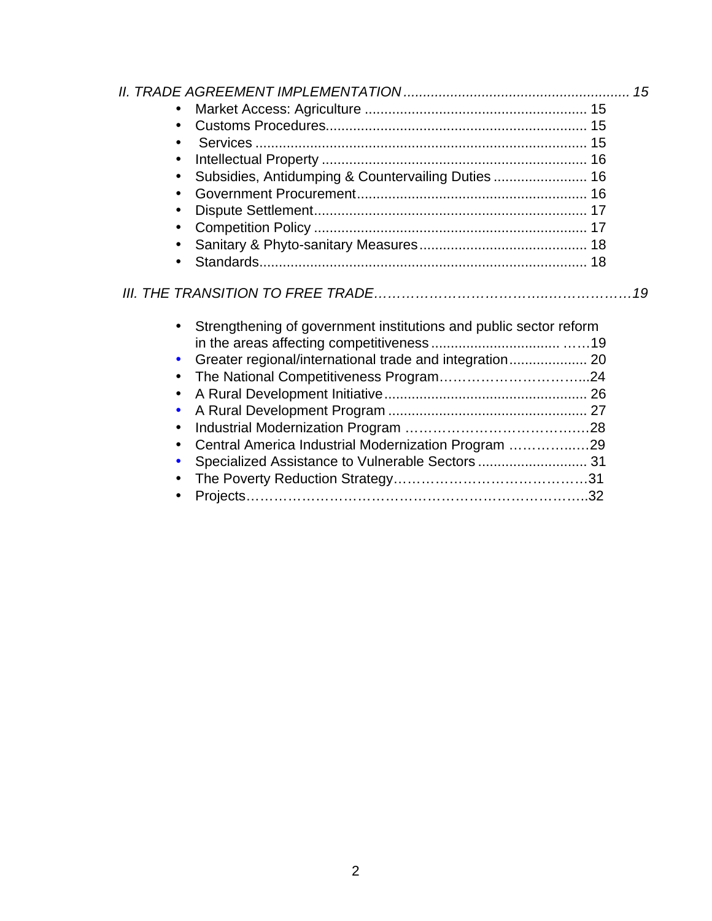*II. TRADE AGREEMENT IMPLEMENTATION ........................................................ 15*

- Market Access: Agriculture ........................................................ 15
- Customs Procedures.................................................................. 15
- Services .................................................................................... 15
- Intellectual Property ................................................................... 16
- Subsidies, Antidumping & Countervailing Duties ........................ 16
- Government Procurement.......................................................... 16
- Dispute Settlement..................................................................... 17
- Competition Policy ..................................................................... 17
- Sanitary & Phyto-sanitary Measures........................................... 18
- Standards................................................................................... 18

*III. THE TRANSITION TO FREE TRADE……………………………….………………19*

- Strengthening of government institutions and public sector reform in the areas affecting competitiveness ................................ ……19
- Greater regional/international trade and integration.................... 20
- The National Competitiveness Program…………………………...24
- A Rural Development Initiative.................................................... 26
- A Rural Development Program ................................................... 27
- Industrial Modernization Program …………………………………..28
- Central America Industrial Modernization Program ………….…..29
- Specialized Assistance to Vulnerable Sectors ............................ 31
- The Poverty Reduction Strategy……………………………………31
- Projects……………………………………………………………………..32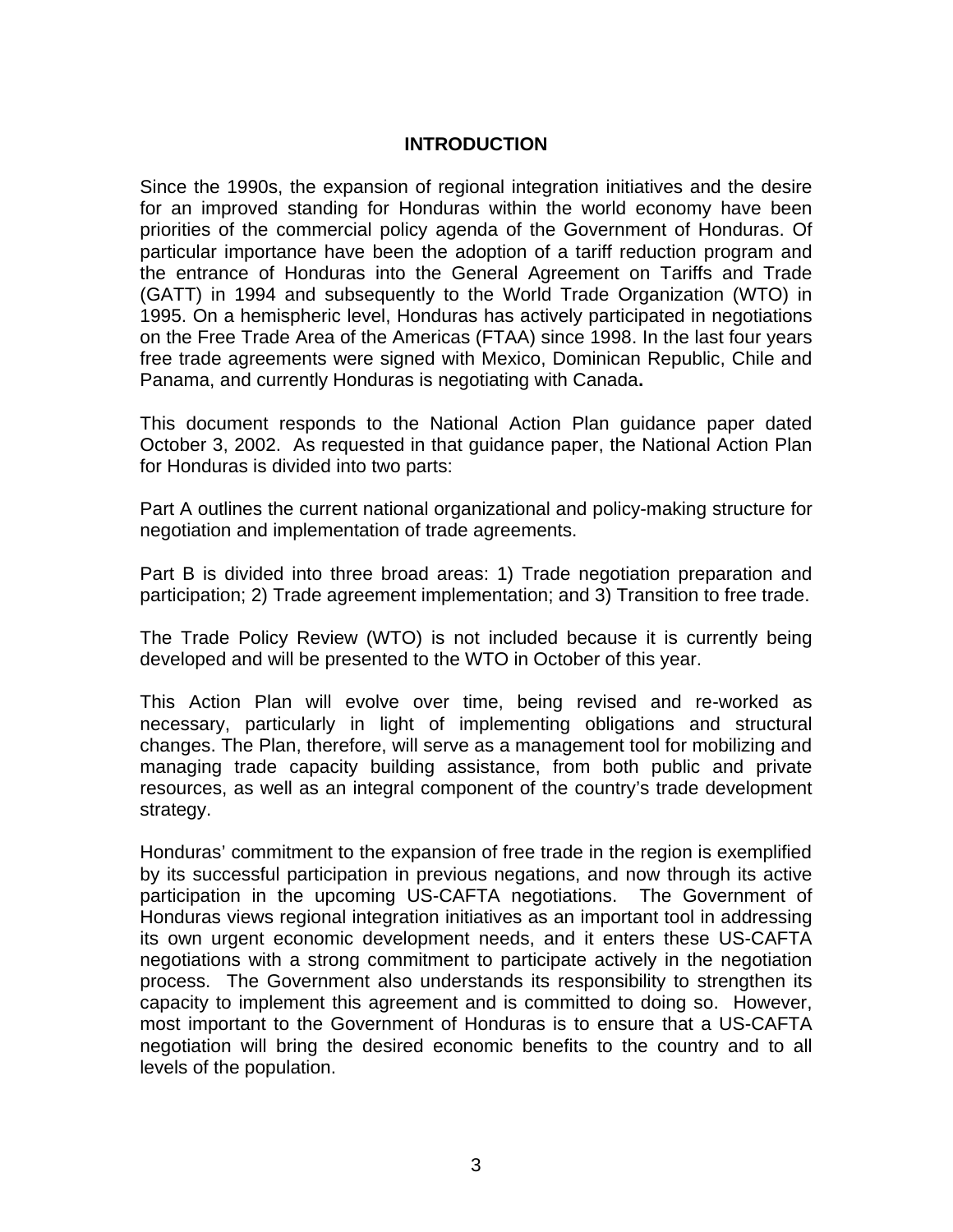# INTRODUCTION

Since the 1990s, the expansion of regional integration initiatives and the desire for an improved standing for Honduras within the world economy have been priorities of the commercial policy agenda of the Government of Honduras. Of particular importance have been the adoption of a tariff reduction program and the entrance of Honduras into the General Agreement on Tariffs and Trade (GATT) in 1994 and subsequently to the World Trade Organization (WTO) in 1995. On a hemispheric level, Honduras has actively participated in negotiations on the Free Trade Area of the Americas (FTAA) since 1998. In the last four years free trade agreements were signed with Mexico, Dominican Republic, Chile and Panama, and currently Honduras is negotiating with Canada**.**

This document responds to the National Action Plan guidance paper dated October 3, 2002. As requested in that guidance paper, the National Action Plan for Honduras is divided into two parts:

Part A outlines the current national organizational and policy-making structure for negotiation and implementation of trade agreements.

Part B is divided into three broad areas: 1) Trade negotiation preparation and participation; 2) Trade agreement implementation; and 3) Transition to free trade.

The Trade Policy Review (WTO) is not included because it is currently being developed and will be presented to the WTO in October of this year.

This Action Plan will evolve over time, being revised and re-worked as necessary, particularly in light of implementing obligations and structural changes. The Plan, therefore, will serve as a management tool for mobilizing and managing trade capacity building assistance, from both public and private resources, as well as an integral component of the country's trade development strategy.

Honduras' commitment to the expansion of free trade in the region is exemplified by its successful participation in previous negations, and now through its active participation in the upcoming US-CAFTA negotiations. The Government of Honduras views regional integration initiatives as an important tool in addressing its own urgent economic development needs, and it enters these US-CAFTA negotiations with a strong commitment to participate actively in the negotiation process. The Government also understands its responsibility to strengthen its capacity to implement this agreement and is committed to doing so. However, most important to the Government of Honduras is to ensure that a US-CAFTA negotiation will bring the desired economic benefits to the country and to all levels of the population.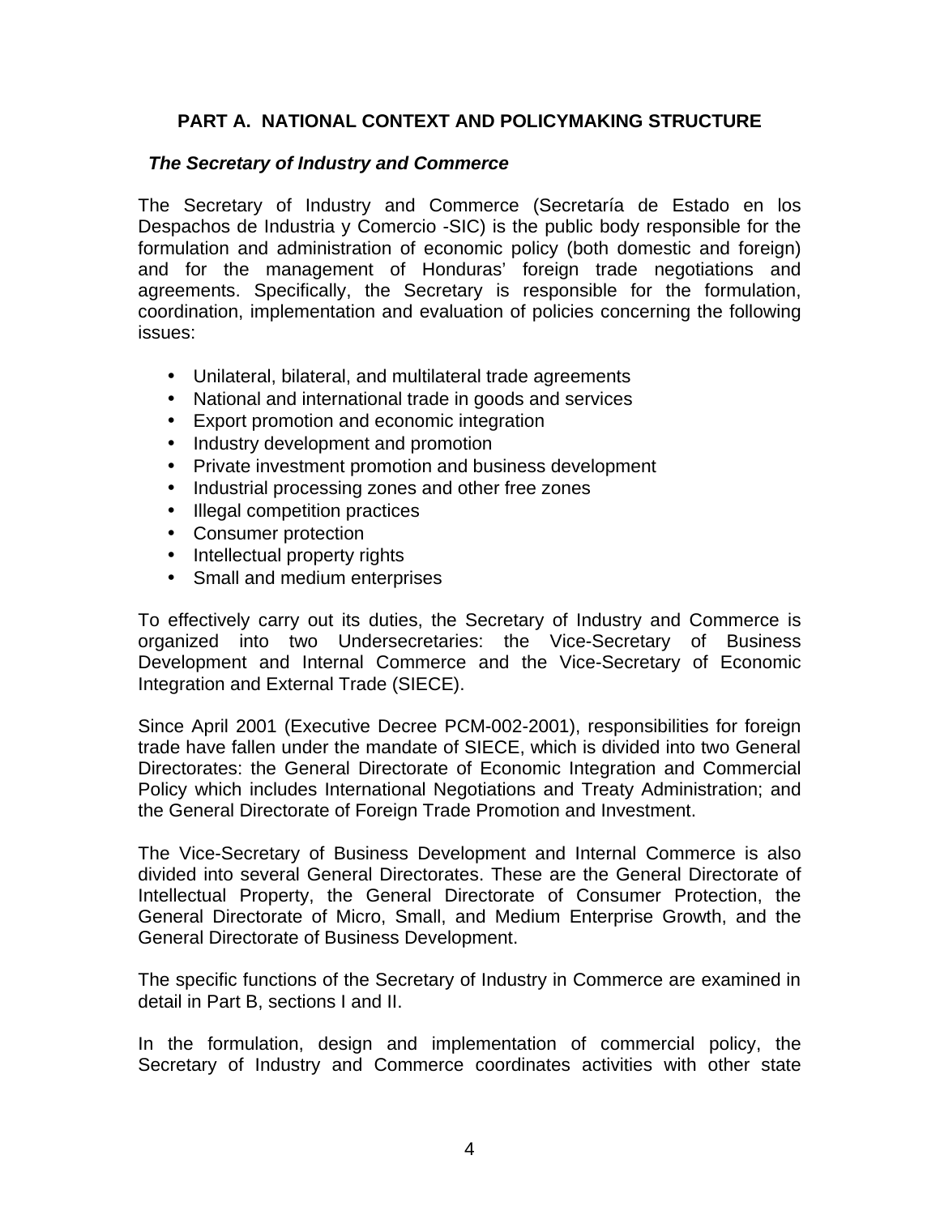## PART A. NATIONAL CONTEXT AND POLICYMAKING STRUCTURE

### *The Secretary of Industry and Commerce*

The Secretary of Industry and Commerce (Secretaría de Estado en los Despachos de Industria y Comercio -SIC) is the public body responsible for the formulation and administration of economic policy (both domestic and foreign) and for the management of Honduras' foreign trade negotiations and agreements. Specifically, the Secretary is responsible for the formulation, coordination, implementation and evaluation of policies concerning the following issues:

- Unilateral, bilateral, and multilateral trade agreements
- National and international trade in goods and services
- Export promotion and economic integration
- Industry development and promotion
- Private investment promotion and business development
- Industrial processing zones and other free zones
- Illegal competition practices
- Consumer protection
- Intellectual property rights
- Small and medium enterprises

To effectively carry out its duties, the Secretary of Industry and Commerce is organized into two Undersecretaries: the Vice-Secretary of Business Development and Internal Commerce and the Vice-Secretary of Economic Integration and External Trade (SIECE).

Since April 2001 (Executive Decree PCM-002-2001), responsibilities for foreign trade have fallen under the mandate of SIECE, which is divided into two General Directorates: the General Directorate of Economic Integration and Commercial Policy which includes International Negotiations and Treaty Administration; and the General Directorate of Foreign Trade Promotion and Investment.

The Vice-Secretary of Business Development and Internal Commerce is also divided into several General Directorates. These are the General Directorate of Intellectual Property, the General Directorate of Consumer Protection, the General Directorate of Micro, Small, and Medium Enterprise Growth, and the General Directorate of Business Development.

The specific functions of the Secretary of Industry in Commerce are examined in detail in Part B, sections I and II.

In the formulation, design and implementation of commercial policy, the Secretary of Industry and Commerce coordinates activities with other state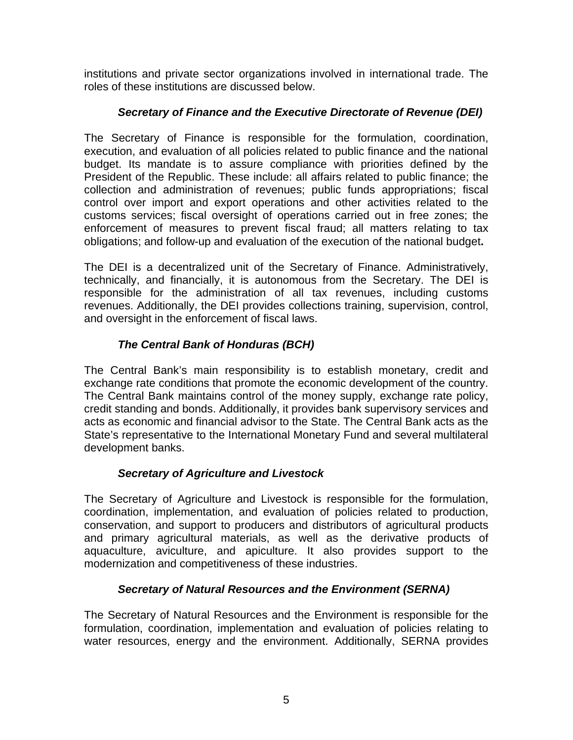institutions and private sector organizations involved in international trade. The roles of these institutions are discussed below.

### *Secretary of Finance and the Executive Directorate of Revenue (DEI)*

The Secretary of Finance is responsible for the formulation, coordination, execution, and evaluation of all policies related to public finance and the national budget. Its mandate is to assure compliance with priorities defined by the President of the Republic. These include: all affairs related to public finance; the collection and administration of revenues; public funds appropriations; fiscal control over import and export operations and other activities related to the customs services; fiscal oversight of operations carried out in free zones; the enforcement of measures to prevent fiscal fraud; all matters relating to tax obligations; and follow-up and evaluation of the execution of the national budget**.**

The DEI is a decentralized unit of the Secretary of Finance. Administratively, technically, and financially, it is autonomous from the Secretary. The DEI is responsible for the administration of all tax revenues, including customs revenues. Additionally, the DEI provides collections training, supervision, control, and oversight in the enforcement of fiscal laws.

### *The Central Bank of Honduras (BCH)*

The Central Bank's main responsibility is to establish monetary, credit and exchange rate conditions that promote the economic development of the country. The Central Bank maintains control of the money supply, exchange rate policy, credit standing and bonds. Additionally, it provides bank supervisory services and acts as economic and financial advisor to the State. The Central Bank acts as the State's representative to the International Monetary Fund and several multilateral development banks.

### *Secretary of Agriculture and Livestock*

The Secretary of Agriculture and Livestock is responsible for the formulation, coordination, implementation, and evaluation of policies related to production, conservation, and support to producers and distributors of agricultural products and primary agricultural materials, as well as the derivative products of aquaculture, aviculture, and apiculture. It also provides support to the modernization and competitiveness of these industries.

### *Secretary of Natural Resources and the Environment (SERNA)*

The Secretary of Natural Resources and the Environment is responsible for the formulation, coordination, implementation and evaluation of policies relating to water resources, energy and the environment. Additionally, SERNA provides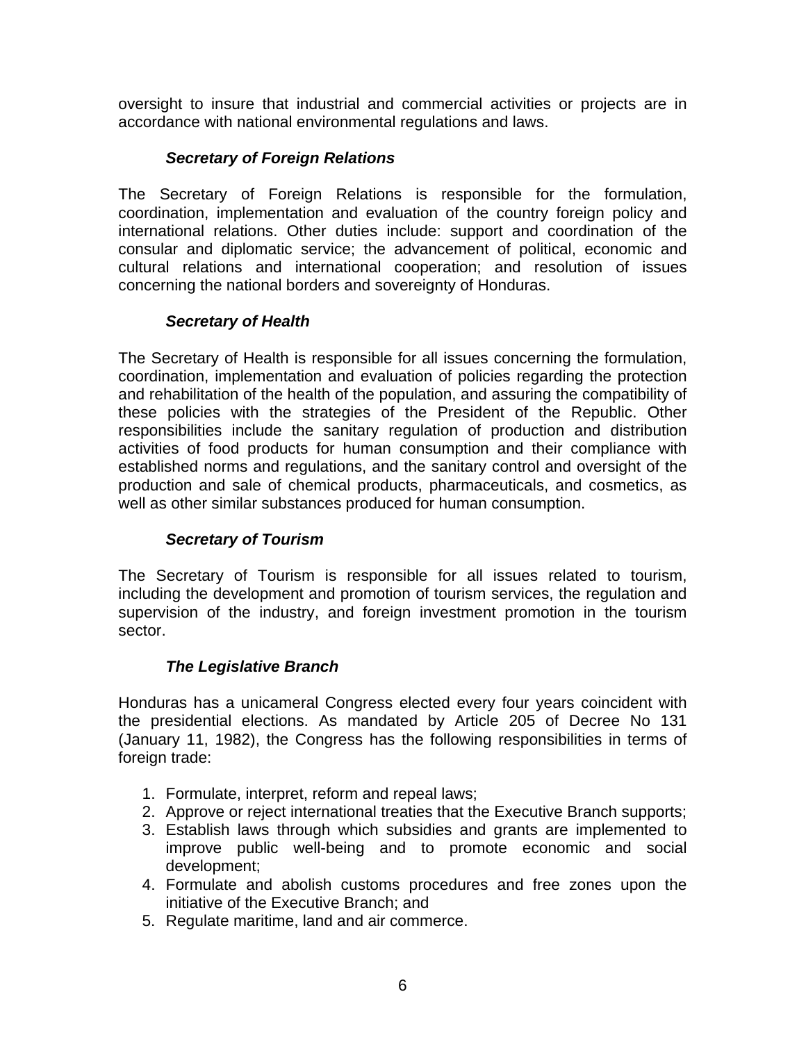oversight to insure that industrial and commercial activities or projects are in accordance with national environmental regulations and laws.

### *Secretary of Foreign Relations*

The Secretary of Foreign Relations is responsible for the formulation, coordination, implementation and evaluation of the country foreign policy and international relations. Other duties include: support and coordination of the consular and diplomatic service; the advancement of political, economic and cultural relations and international cooperation; and resolution of issues concerning the national borders and sovereignty of Honduras.

### *Secretary of Health*

The Secretary of Health is responsible for all issues concerning the formulation, coordination, implementation and evaluation of policies regarding the protection and rehabilitation of the health of the population, and assuring the compatibility of these policies with the strategies of the President of the Republic. Other responsibilities include the sanitary regulation of production and distribution activities of food products for human consumption and their compliance with established norms and regulations, and the sanitary control and oversight of the production and sale of chemical products, pharmaceuticals, and cosmetics, as well as other similar substances produced for human consumption.

### *Secretary of Tourism*

The Secretary of Tourism is responsible for all issues related to tourism, including the development and promotion of tourism services, the regulation and supervision of the industry, and foreign investment promotion in the tourism sector.

### *The Legislative Branch*

Honduras has a unicameral Congress elected every four years coincident with the presidential elections. As mandated by Article 205 of Decree No 131 (January 11, 1982), the Congress has the following responsibilities in terms of foreign trade:

1. Formulate, interpret, reform and repeal laws;
2. Approve or reject international treaties that the Executive Branch supports;
3. Establish laws through which subsidies and grants are implemented to improve public well-being and to promote economic and social development;
4. Formulate and abolish customs procedures and free zones upon the initiative of the Executive Branch; and
5. Regulate maritime, land and air commerce.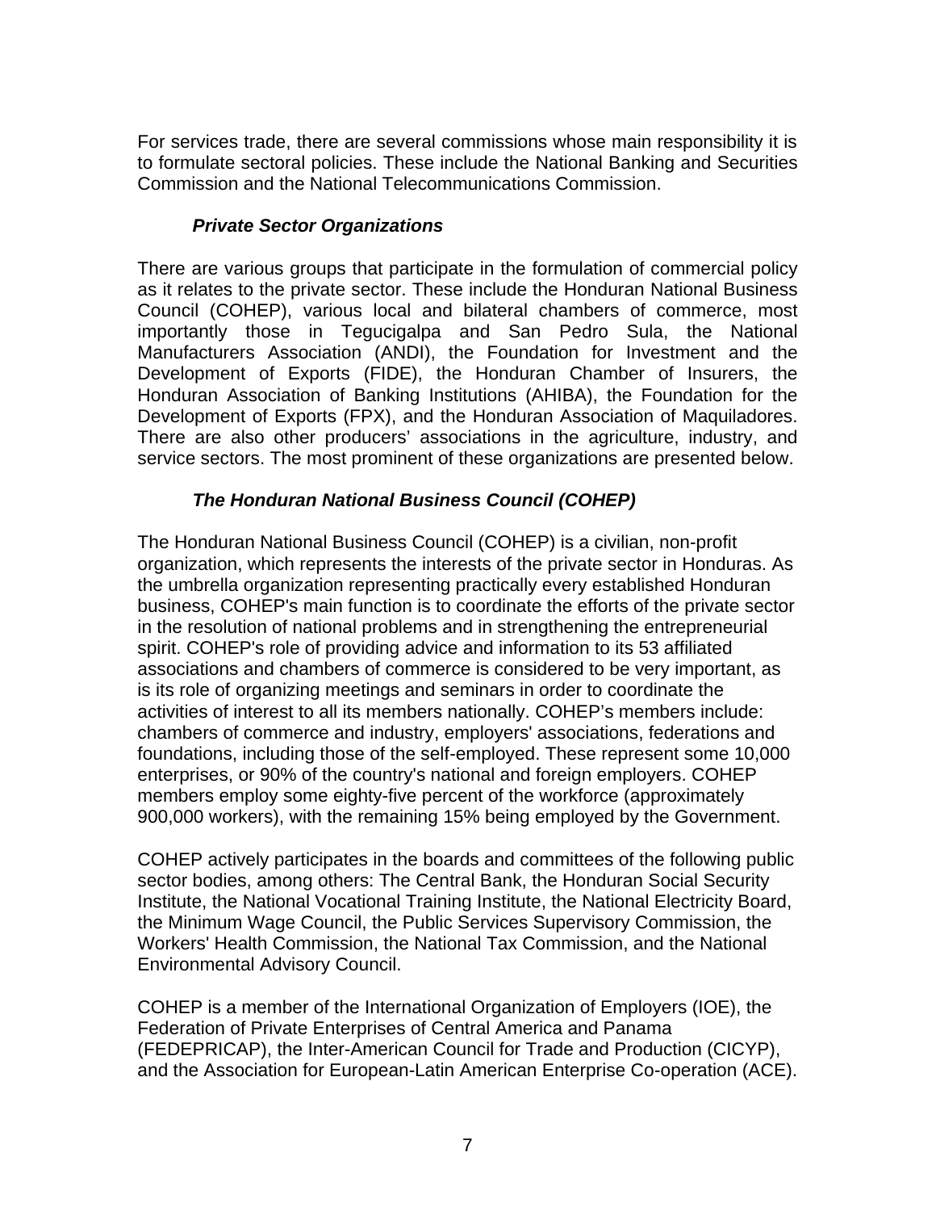For services trade, there are several commissions whose main responsibility it is to formulate sectoral policies. These include the National Banking and Securities Commission and the National Telecommunications Commission.

### *Private Sector Organizations*

There are various groups that participate in the formulation of commercial policy as it relates to the private sector. These include the Honduran National Business Council (COHEP), various local and bilateral chambers of commerce, most importantly those in Tegucigalpa and San Pedro Sula, the National Manufacturers Association (ANDI), the Foundation for Investment and the Development of Exports (FIDE), the Honduran Chamber of Insurers, the Honduran Association of Banking Institutions (AHIBA), the Foundation for the Development of Exports (FPX), and the Honduran Association of Maquiladores. There are also other producers' associations in the agriculture, industry, and service sectors. The most prominent of these organizations are presented below.

### *The Honduran National Business Council (COHEP)*

The Honduran National Business Council (COHEP) is a civilian, non-profit organization, which represents the interests of the private sector in Honduras. As the umbrella organization representing practically every established Honduran business, COHEP's main function is to coordinate the efforts of the private sector in the resolution of national problems and in strengthening the entrepreneurial spirit. COHEP's role of providing advice and information to its 53 affiliated associations and chambers of commerce is considered to be very important, as is its role of organizing meetings and seminars in order to coordinate the activities of interest to all its members nationally. COHEP's members include: chambers of commerce and industry, employers' associations, federations and foundations, including those of the self-employed. These represent some 10,000 enterprises, or 90% of the country's national and foreign employers. COHEP members employ some eighty-five percent of the workforce (approximately 900,000 workers), with the remaining 15% being employed by the Government.

COHEP actively participates in the boards and committees of the following public sector bodies, among others: The Central Bank, the Honduran Social Security Institute, the National Vocational Training Institute, the National Electricity Board, the Minimum Wage Council, the Public Services Supervisory Commission, the Workers' Health Commission, the National Tax Commission, and the National Environmental Advisory Council.

COHEP is a member of the International Organization of Employers (IOE), the Federation of Private Enterprises of Central America and Panama (FEDEPRICAP), the Inter-American Council for Trade and Production (CICYP), and the Association for European-Latin American Enterprise Co-operation (ACE).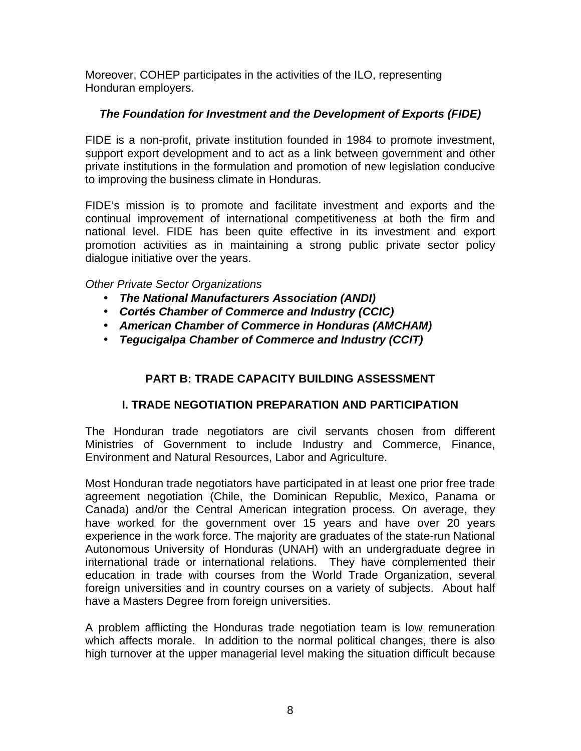Moreover, COHEP participates in the activities of the ILO, representing Honduran employers.

### *The Foundation for Investment and the Development of Exports (FIDE)*

FIDE is a non-profit, private institution founded in 1984 to promote investment, support export development and to act as a link between government and other private institutions in the formulation and promotion of new legislation conducive to improving the business climate in Honduras.

FIDE's mission is to promote and facilitate investment and exports and the continual improvement of international competitiveness at both the firm and national level. FIDE has been quite effective in its investment and export promotion activities as in maintaining a strong public private sector policy dialogue initiative over the years.

*Other Private Sector Organizations*

- ***The National Manufacturers Association (ANDI)***
- ***Cortés Chamber of Commerce and Industry (CCIC)***
- ***American Chamber of Commerce in Honduras (AMCHAM)***
- ***Tegucigalpa Chamber of Commerce and Industry (CCIT)***

## PART B: TRADE CAPACITY BUILDING ASSESSMENT

## I. TRADE NEGOTIATION PREPARATION AND PARTICIPATION

The Honduran trade negotiators are civil servants chosen from different Ministries of Government to include Industry and Commerce, Finance, Environment and Natural Resources, Labor and Agriculture.

Most Honduran trade negotiators have participated in at least one prior free trade agreement negotiation (Chile, the Dominican Republic, Mexico, Panama or Canada) and/or the Central American integration process. On average, they have worked for the government over 15 years and have over 20 years experience in the work force. The majority are graduates of the state-run National Autonomous University of Honduras (UNAH) with an undergraduate degree in international trade or international relations. They have complemented their education in trade with courses from the World Trade Organization, several foreign universities and in country courses on a variety of subjects. About half have a Masters Degree from foreign universities.

A problem afflicting the Honduras trade negotiation team is low remuneration which affects morale. In addition to the normal political changes, there is also high turnover at the upper managerial level making the situation difficult because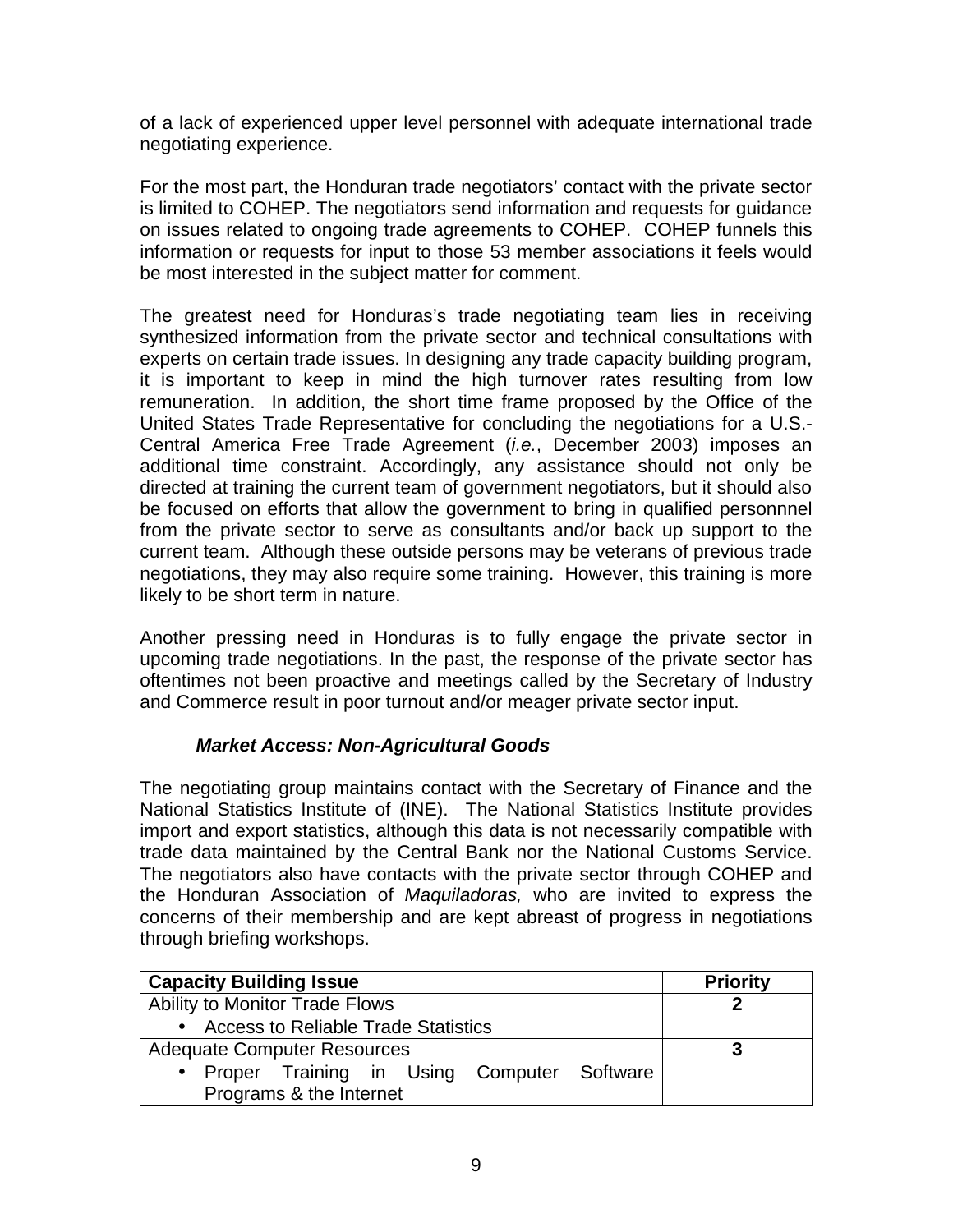of a lack of experienced upper level personnel with adequate international trade negotiating experience.

For the most part, the Honduran trade negotiators' contact with the private sector is limited to COHEP. The negotiators send information and requests for guidance on issues related to ongoing trade agreements to COHEP. COHEP funnels this information or requests for input to those 53 member associations it feels would be most interested in the subject matter for comment.

The greatest need for Honduras's trade negotiating team lies in receiving synthesized information from the private sector and technical consultations with experts on certain trade issues. In designing any trade capacity building program, it is important to keep in mind the high turnover rates resulting from low remuneration. In addition, the short time frame proposed by the Office of the United States Trade Representative for concluding the negotiations for a U.S.-Central America Free Trade Agreement (*i.e.*, December 2003) imposes an additional time constraint. Accordingly, any assistance should not only be directed at training the current team of government negotiators, but it should also be focused on efforts that allow the government to bring in qualified personnnel from the private sector to serve as consultants and/or back up support to the current team. Although these outside persons may be veterans of previous trade negotiations, they may also require some training. However, this training is more likely to be short term in nature.

Another pressing need in Honduras is to fully engage the private sector in upcoming trade negotiations. In the past, the response of the private sector has oftentimes not been proactive and meetings called by the Secretary of Industry and Commerce result in poor turnout and/or meager private sector input.

***Market Access: Non-Agricultural Goods***

The negotiating group maintains contact with the Secretary of Finance and the National Statistics Institute of (INE). The National Statistics Institute provides import and export statistics, although this data is not necessarily compatible with trade data maintained by the Central Bank nor the National Customs Service. The negotiators also have contacts with the private sector through COHEP and the Honduran Association of *Maquiladoras,* who are invited to express the concerns of their membership and are kept abreast of progress in negotiations through briefing workshops.

| Capacity Building Issue | Priority |
|---|---|
| Ability to Monitor Trade Flows<br>• Access to Reliable Trade Statistics | **2** |
| Adequate Computer Resources<br>• Proper Training in Using Computer Software Programs & the Internet | **3** |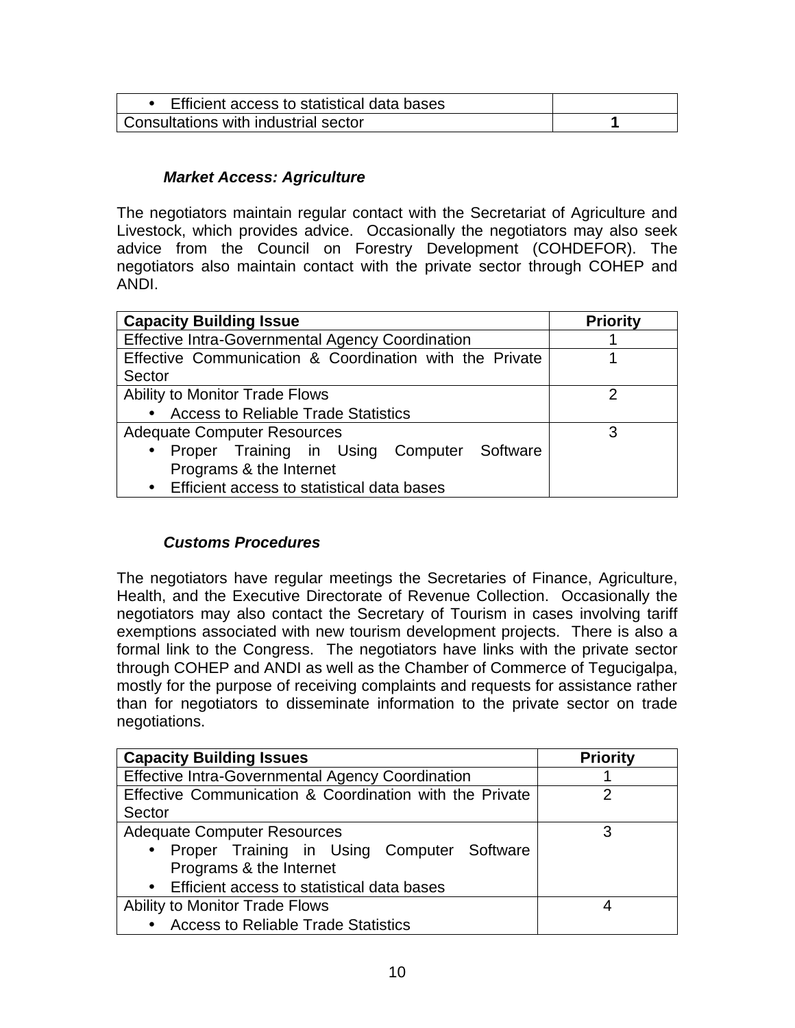| | |
|---|---|
| • Efficient access to statistical data bases | |
| Consultations with industrial sector | **1** |

### *Market Access: Agriculture*

The negotiators maintain regular contact with the Secretariat of Agriculture and Livestock, which provides advice. Occasionally the negotiators may also seek advice from the Council on Forestry Development (COHDEFOR). The negotiators also maintain contact with the private sector through COHEP and ANDI.

| **Capacity Building Issue** | **Priority** |
|---|---|
| Effective Intra-Governmental Agency Coordination | 1 |
| Effective Communication & Coordination with the Private Sector | 1 |
| Ability to Monitor Trade Flows<br>• Access to Reliable Trade Statistics | 2 |
| Adequate Computer Resources<br>• Proper Training in Using Computer Software Programs & the Internet<br>• Efficient access to statistical data bases | 3 |

### *Customs Procedures*

The negotiators have regular meetings the Secretaries of Finance, Agriculture, Health, and the Executive Directorate of Revenue Collection. Occasionally the negotiators may also contact the Secretary of Tourism in cases involving tariff exemptions associated with new tourism development projects. There is also a formal link to the Congress. The negotiators have links with the private sector through COHEP and ANDI as well as the Chamber of Commerce of Tegucigalpa, mostly for the purpose of receiving complaints and requests for assistance rather than for negotiators to disseminate information to the private sector on trade negotiations.

| **Capacity Building Issues** | **Priority** |
|---|---|
| Effective Intra-Governmental Agency Coordination | 1 |
| Effective Communication & Coordination with the Private Sector | 2 |
| Adequate Computer Resources<br>• Proper Training in Using Computer Software Programs & the Internet<br>• Efficient access to statistical data bases | 3 |
| Ability to Monitor Trade Flows<br>• Access to Reliable Trade Statistics | 4 |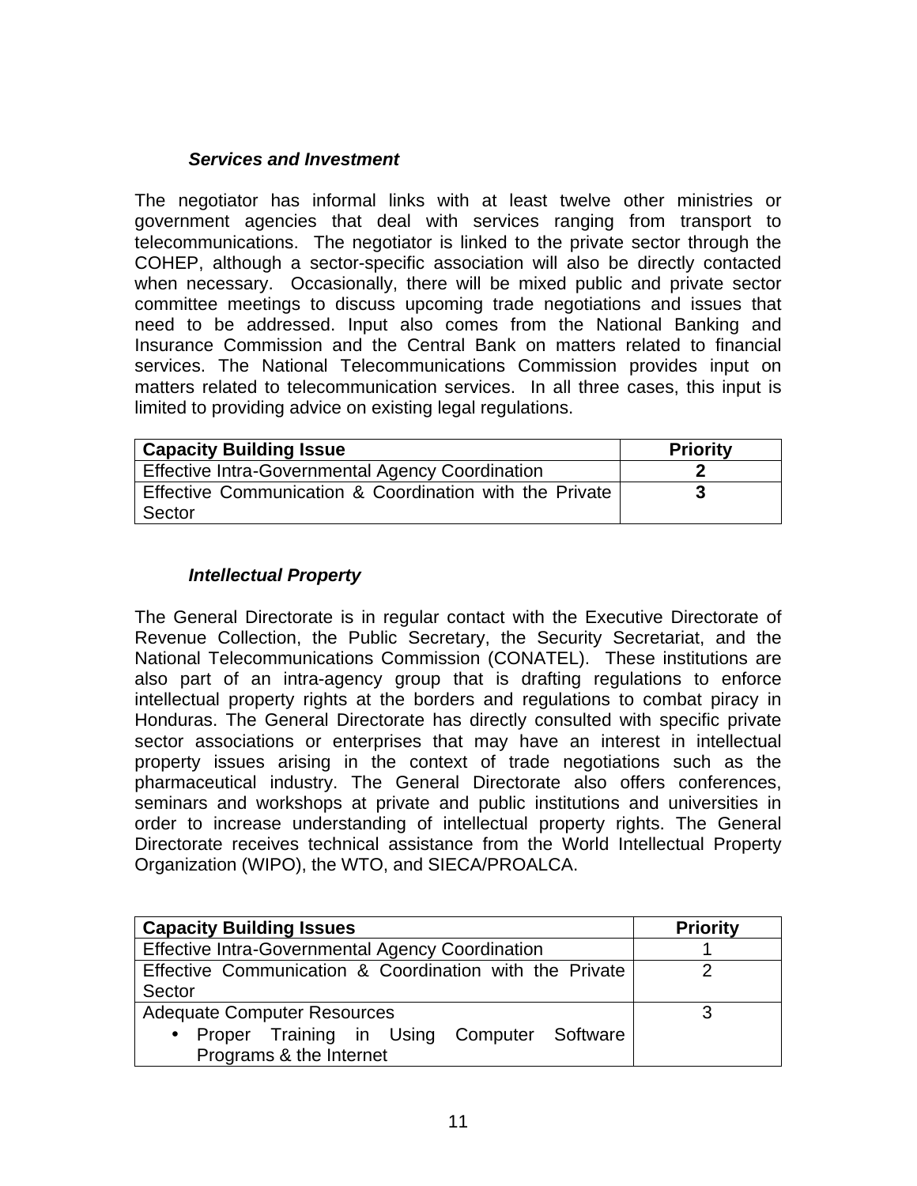### *Services and Investment*

The negotiator has informal links with at least twelve other ministries or government agencies that deal with services ranging from transport to telecommunications. The negotiator is linked to the private sector through the COHEP, although a sector-specific association will also be directly contacted when necessary. Occasionally, there will be mixed public and private sector committee meetings to discuss upcoming trade negotiations and issues that need to be addressed. Input also comes from the National Banking and Insurance Commission and the Central Bank on matters related to financial services. The National Telecommunications Commission provides input on matters related to telecommunication services. In all three cases, this input is limited to providing advice on existing legal regulations.

| **Capacity Building Issue** | **Priority** |
|---|---|
| Effective Intra-Governmental Agency Coordination | **2** |
| Effective Communication & Coordination with the Private Sector | **3** |

### *Intellectual Property*

The General Directorate is in regular contact with the Executive Directorate of Revenue Collection, the Public Secretary, the Security Secretariat, and the National Telecommunications Commission (CONATEL). These institutions are also part of an intra-agency group that is drafting regulations to enforce intellectual property rights at the borders and regulations to combat piracy in Honduras. The General Directorate has directly consulted with specific private sector associations or enterprises that may have an interest in intellectual property issues arising in the context of trade negotiations such as the pharmaceutical industry. The General Directorate also offers conferences, seminars and workshops at private and public institutions and universities in order to increase understanding of intellectual property rights. The General Directorate receives technical assistance from the World Intellectual Property Organization (WIPO), the WTO, and SIECA/PROALCA.

| **Capacity Building Issues** | **Priority** |
|---|---|
| Effective Intra-Governmental Agency Coordination | 1 |
| Effective Communication & Coordination with the Private Sector | 2 |
| Adequate Computer Resources<br>• Proper Training in Using Computer Software Programs & the Internet | 3 |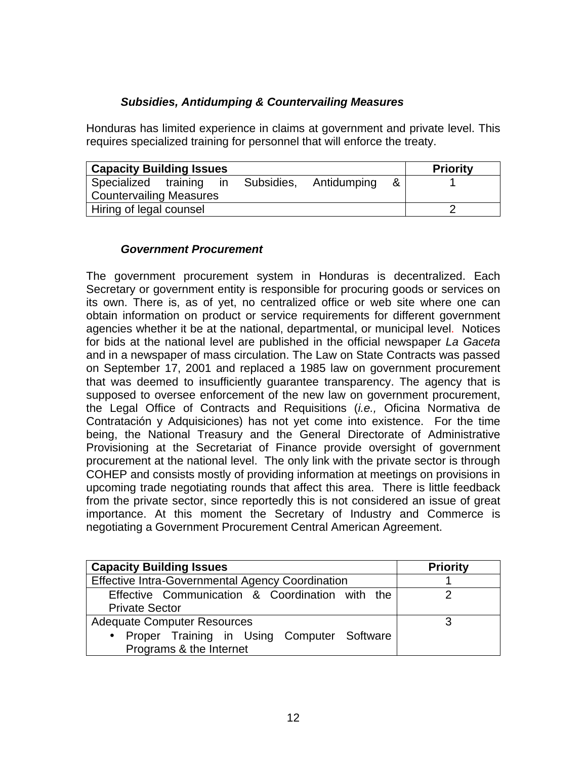### ***Subsidies, Antidumping & Countervailing Measures***

Honduras has limited experience in claims at government and private level. This requires specialized training for personnel that will enforce the treaty.

| Capacity Building Issues | Priority |
|---|---|
| Specialized training in Subsidies, Antidumping & Countervailing Measures | 1 |
| Hiring of legal counsel | 2 |

### ***Government Procurement***

The government procurement system in Honduras is decentralized. Each Secretary or government entity is responsible for procuring goods or services on its own. There is, as of yet, no centralized office or web site where one can obtain information on product or service requirements for different government agencies whether it be at the national, departmental, or municipal level. Notices for bids at the national level are published in the official newspaper *La Gaceta* and in a newspaper of mass circulation. The Law on State Contracts was passed on September 17, 2001 and replaced a 1985 law on government procurement that was deemed to insufficiently guarantee transparency. The agency that is supposed to oversee enforcement of the new law on government procurement, the Legal Office of Contracts and Requisitions (*i.e.,* Oficina Normativa de Contratación y Adquisiciones) has not yet come into existence. For the time being, the National Treasury and the General Directorate of Administrative Provisioning at the Secretariat of Finance provide oversight of government procurement at the national level. The only link with the private sector is through COHEP and consists mostly of providing information at meetings on provisions in upcoming trade negotiating rounds that affect this area. There is little feedback from the private sector, since reportedly this is not considered an issue of great importance. At this moment the Secretary of Industry and Commerce is negotiating a Government Procurement Central American Agreement.

| Capacity Building Issues | Priority |
|---|---|
| Effective Intra-Governmental Agency Coordination | 1 |
| Effective Communication & Coordination with the Private Sector | 2 |
| Adequate Computer Resources<br>• Proper Training in Using Computer Software Programs & the Internet | 3 |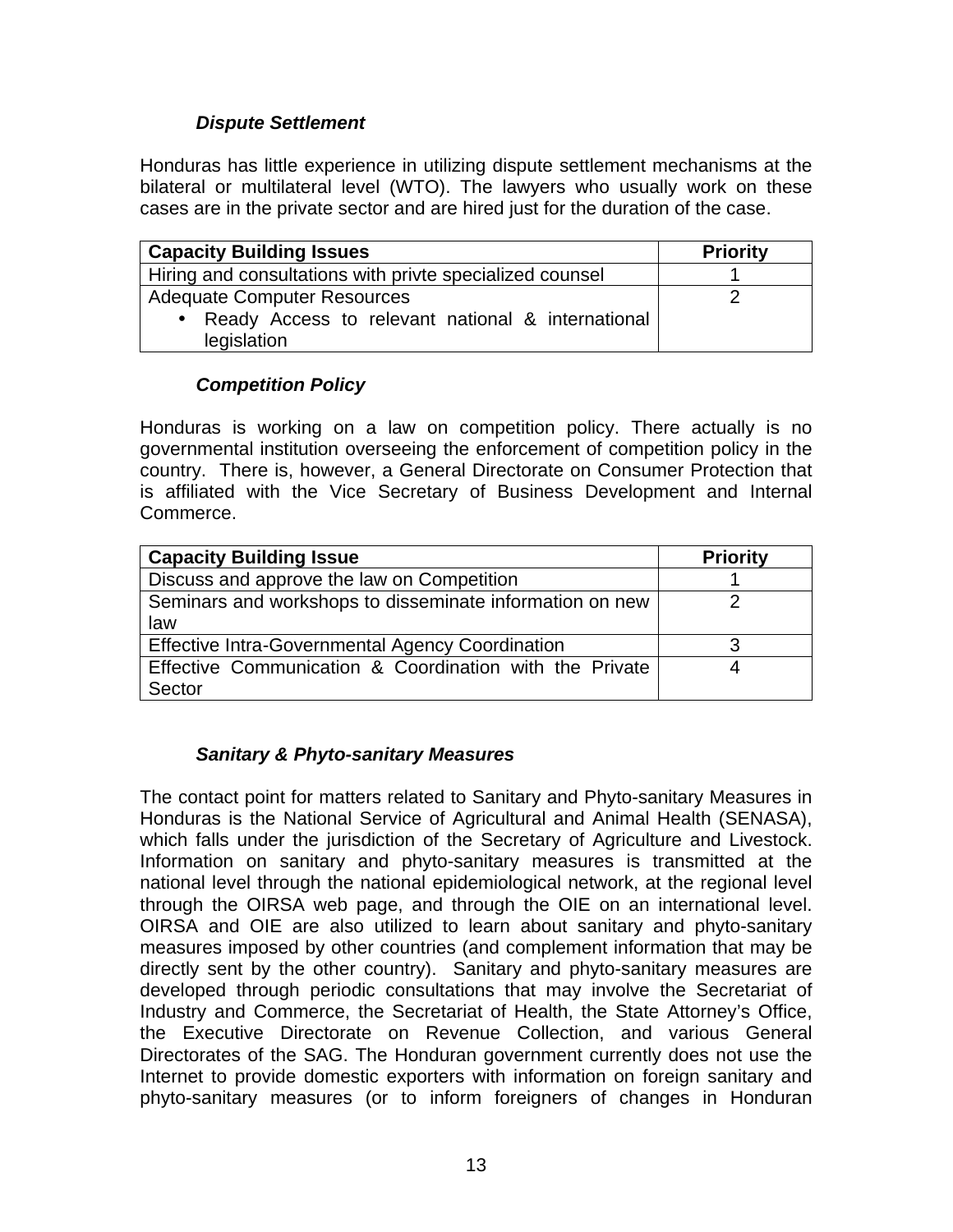### *Dispute Settlement*

Honduras has little experience in utilizing dispute settlement mechanisms at the bilateral or multilateral level (WTO). The lawyers who usually work on these cases are in the private sector and are hired just for the duration of the case.

| Capacity Building Issues | Priority |
|---|---|
| Hiring and consultations with privte specialized counsel | 1 |
| Adequate Computer Resources<br>• Ready Access to relevant national & international legislation | 2 |

### *Competition Policy*

Honduras is working on a law on competition policy. There actually is no governmental institution overseeing the enforcement of competition policy in the country. There is, however, a General Directorate on Consumer Protection that is affiliated with the Vice Secretary of Business Development and Internal Commerce.

| Capacity Building Issue | Priority |
|---|---|
| Discuss and approve the law on Competition | 1 |
| Seminars and workshops to disseminate information on new law | 2 |
| Effective Intra-Governmental Agency Coordination | 3 |
| Effective Communication & Coordination with the Private Sector | 4 |

### *Sanitary & Phyto-sanitary Measures*

The contact point for matters related to Sanitary and Phyto-sanitary Measures in Honduras is the National Service of Agricultural and Animal Health (SENASA), which falls under the jurisdiction of the Secretary of Agriculture and Livestock. Information on sanitary and phyto-sanitary measures is transmitted at the national level through the national epidemiological network, at the regional level through the OIRSA web page, and through the OIE on an international level. OIRSA and OIE are also utilized to learn about sanitary and phyto-sanitary measures imposed by other countries (and complement information that may be directly sent by the other country). Sanitary and phyto-sanitary measures are developed through periodic consultations that may involve the Secretariat of Industry and Commerce, the Secretariat of Health, the State Attorney's Office, the Executive Directorate on Revenue Collection, and various General Directorates of the SAG. The Honduran government currently does not use the Internet to provide domestic exporters with information on foreign sanitary and phyto-sanitary measures (or to inform foreigners of changes in Honduran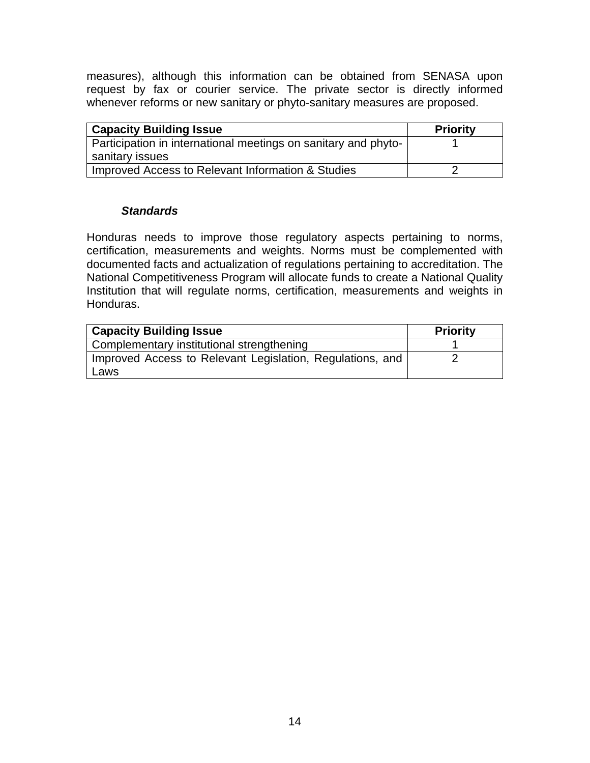measures), although this information can be obtained from SENASA upon request by fax or courier service. The private sector is directly informed whenever reforms or new sanitary or phyto-sanitary measures are proposed.

| Capacity Building Issue | Priority |
| --- | --- |
| Participation in international meetings on sanitary and phyto-sanitary issues | 1 |
| Improved Access to Relevant Information & Studies | 2 |

***Standards***

Honduras needs to improve those regulatory aspects pertaining to norms, certification, measurements and weights. Norms must be complemented with documented facts and actualization of regulations pertaining to accreditation. The National Competitiveness Program will allocate funds to create a National Quality Institution that will regulate norms, certification, measurements and weights in Honduras.

| Capacity Building Issue | Priority |
| --- | --- |
| Complementary institutional strengthening | 1 |
| Improved Access to Relevant Legislation, Regulations, and Laws | 2 |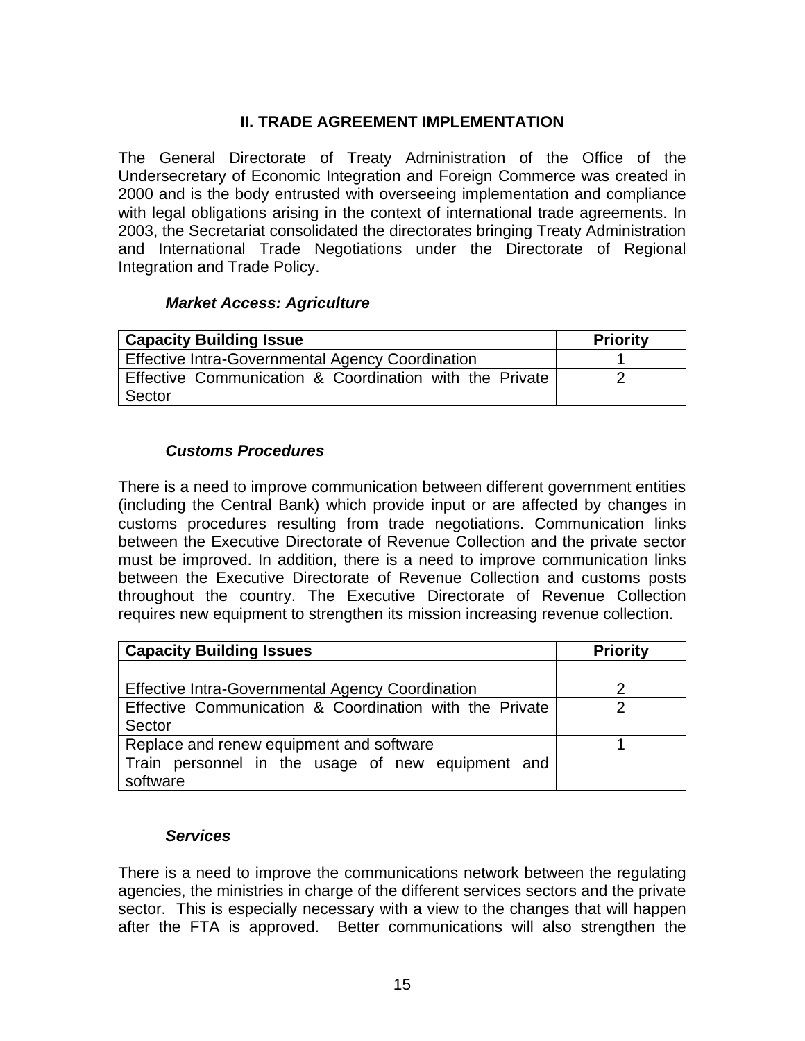## II. TRADE AGREEMENT IMPLEMENTATION

The General Directorate of Treaty Administration of the Office of the Undersecretary of Economic Integration and Foreign Commerce was created in 2000 and is the body entrusted with overseeing implementation and compliance with legal obligations arising in the context of international trade agreements. In 2003, the Secretariat consolidated the directorates bringing Treaty Administration and International Trade Negotiations under the Directorate of Regional Integration and Trade Policy.

### *Market Access: Agriculture*

| Capacity Building Issue | Priority |
|---|---|
| Effective Intra-Governmental Agency Coordination | 1 |
| Effective Communication & Coordination with the Private Sector | 2 |

### *Customs Procedures*

There is a need to improve communication between different government entities (including the Central Bank) which provide input or are affected by changes in customs procedures resulting from trade negotiations. Communication links between the Executive Directorate of Revenue Collection and the private sector must be improved. In addition, there is a need to improve communication links between the Executive Directorate of Revenue Collection and customs posts throughout the country. The Executive Directorate of Revenue Collection requires new equipment to strengthen its mission increasing revenue collection.

| Capacity Building Issues | Priority |
|---|---|
| | |
| Effective Intra-Governmental Agency Coordination | 2 |
| Effective Communication & Coordination with the Private Sector | 2 |
| Replace and renew equipment and software | 1 |
| Train personnel in the usage of new equipment and software | |

### *Services*

There is a need to improve the communications network between the regulating agencies, the ministries in charge of the different services sectors and the private sector. This is especially necessary with a view to the changes that will happen after the FTA is approved. Better communications will also strengthen the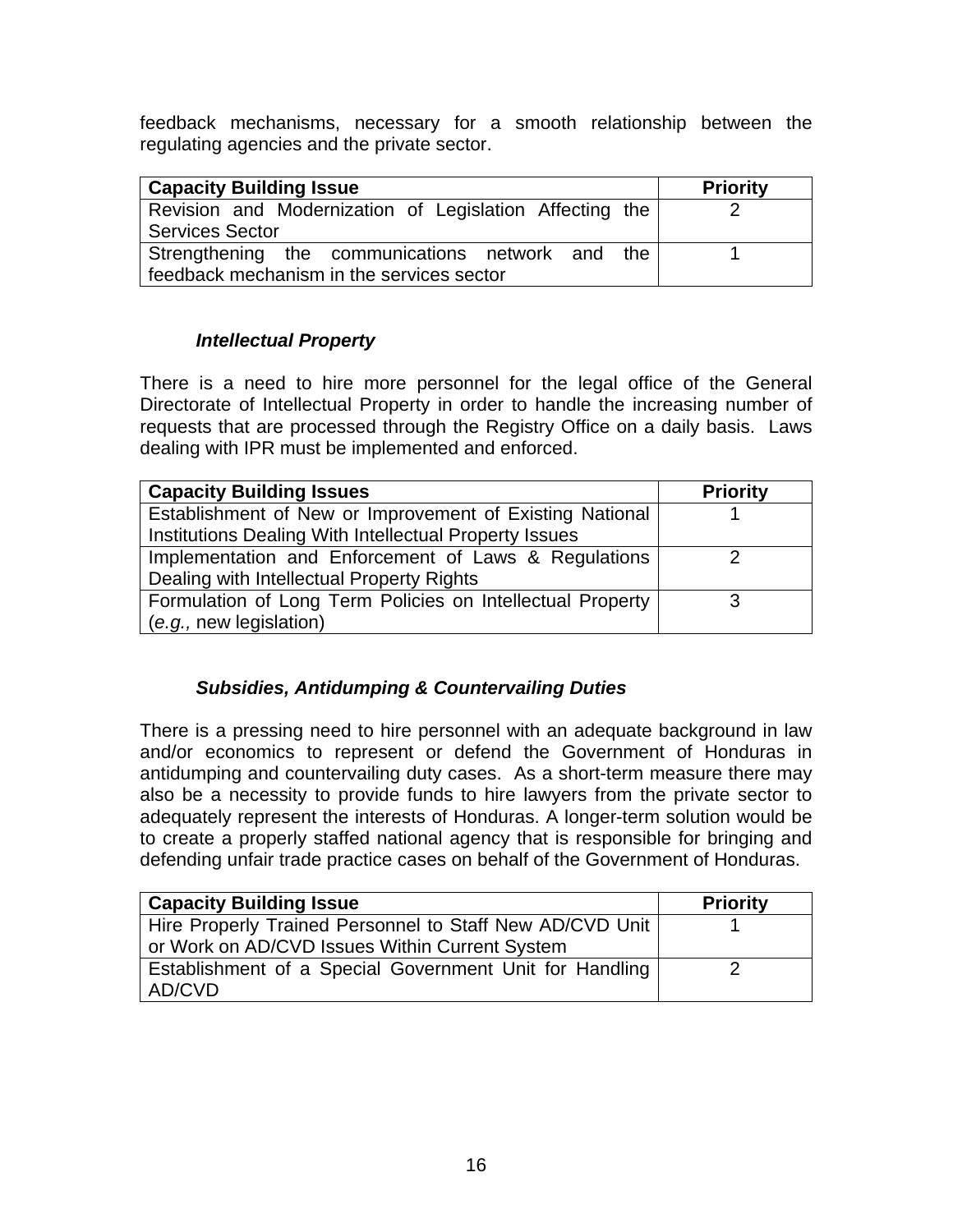feedback mechanisms, necessary for a smooth relationship between the regulating agencies and the private sector.

| Capacity Building Issue | Priority |
|---|---|
| Revision and Modernization of Legislation Affecting the Services Sector | 2 |
| Strengthening the communications network and the feedback mechanism in the services sector | 1 |

### *Intellectual Property*

There is a need to hire more personnel for the legal office of the General Directorate of Intellectual Property in order to handle the increasing number of requests that are processed through the Registry Office on a daily basis. Laws dealing with IPR must be implemented and enforced.

| Capacity Building Issues | Priority |
|---|---|
| Establishment of New or Improvement of Existing National Institutions Dealing With Intellectual Property Issues | 1 |
| Implementation and Enforcement of Laws & Regulations Dealing with Intellectual Property Rights | 2 |
| Formulation of Long Term Policies on Intellectual Property (*e.g.,* new legislation) | 3 |

### *Subsidies, Antidumping & Countervailing Duties*

There is a pressing need to hire personnel with an adequate background in law and/or economics to represent or defend the Government of Honduras in antidumping and countervailing duty cases. As a short-term measure there may also be a necessity to provide funds to hire lawyers from the private sector to adequately represent the interests of Honduras. A longer-term solution would be to create a properly staffed national agency that is responsible for bringing and defending unfair trade practice cases on behalf of the Government of Honduras.

| Capacity Building Issue | Priority |
|---|---|
| Hire Properly Trained Personnel to Staff New AD/CVD Unit or Work on AD/CVD Issues Within Current System | 1 |
| Establishment of a Special Government Unit for Handling AD/CVD | 2 |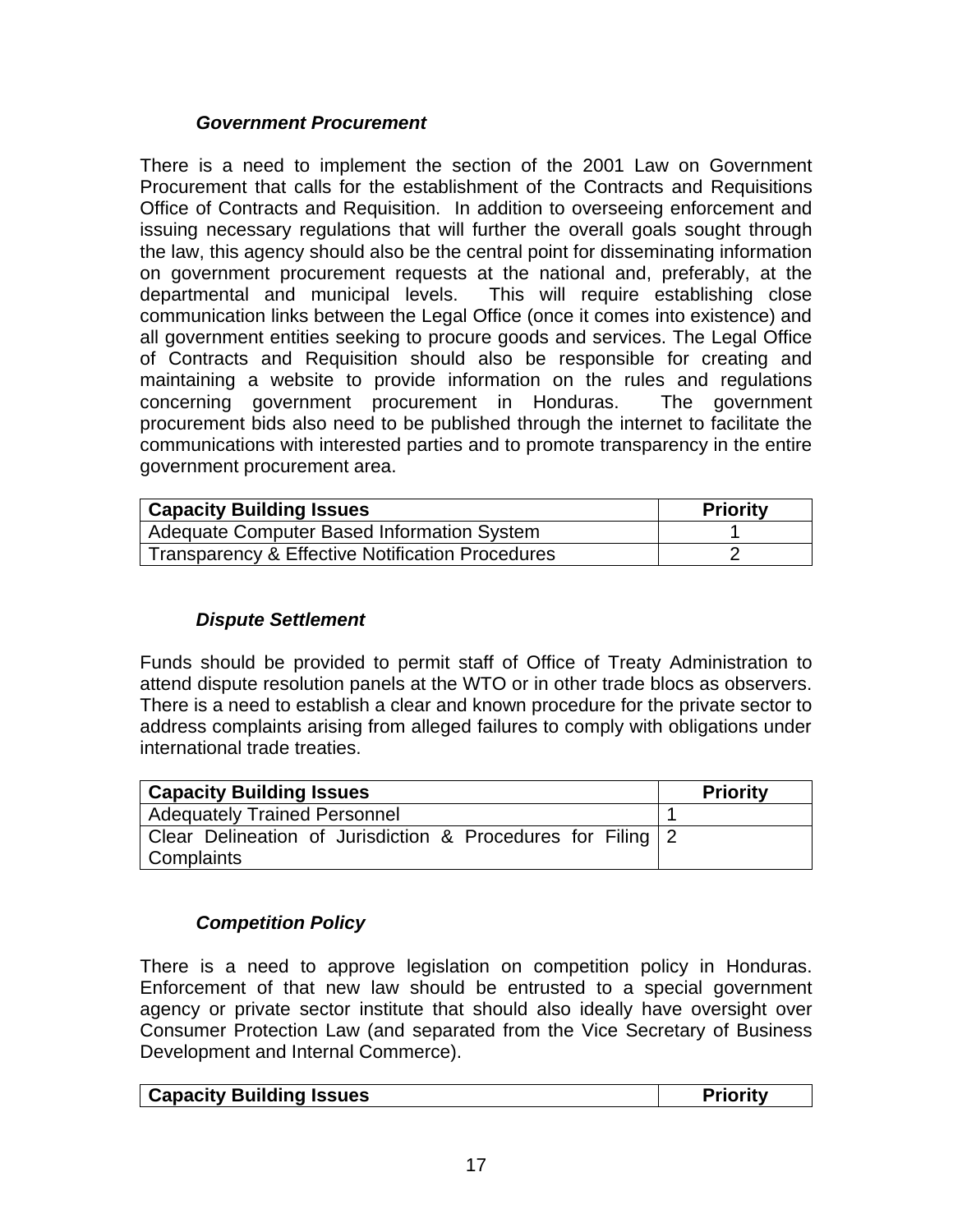### *Government Procurement*

There is a need to implement the section of the 2001 Law on Government Procurement that calls for the establishment of the Contracts and Requisitions Office of Contracts and Requisition. In addition to overseeing enforcement and issuing necessary regulations that will further the overall goals sought through the law, this agency should also be the central point for disseminating information on government procurement requests at the national and, preferably, at the departmental and municipal levels. This will require establishing close communication links between the Legal Office (once it comes into existence) and all government entities seeking to procure goods and services. The Legal Office of Contracts and Requisition should also be responsible for creating and maintaining a website to provide information on the rules and regulations concerning government procurement in Honduras. The government procurement bids also need to be published through the internet to facilitate the communications with interested parties and to promote transparency in the entire government procurement area.

| Capacity Building Issues | Priority |
|---|---|
| Adequate Computer Based Information System | 1 |
| Transparency & Effective Notification Procedures | 2 |

### *Dispute Settlement*

Funds should be provided to permit staff of Office of Treaty Administration to attend dispute resolution panels at the WTO or in other trade blocs as observers. There is a need to establish a clear and known procedure for the private sector to address complaints arising from alleged failures to comply with obligations under international trade treaties.

| Capacity Building Issues | Priority |
|---|---|
| Adequately Trained Personnel | 1 |
| Clear Delineation of Jurisdiction & Procedures for Filing Complaints | 2 |

### *Competition Policy*

There is a need to approve legislation on competition policy in Honduras. Enforcement of that new law should be entrusted to a special government agency or private sector institute that should also ideally have oversight over Consumer Protection Law (and separated from the Vice Secretary of Business Development and Internal Commerce).

| Capacity Building Issues | Priority |
|---|---|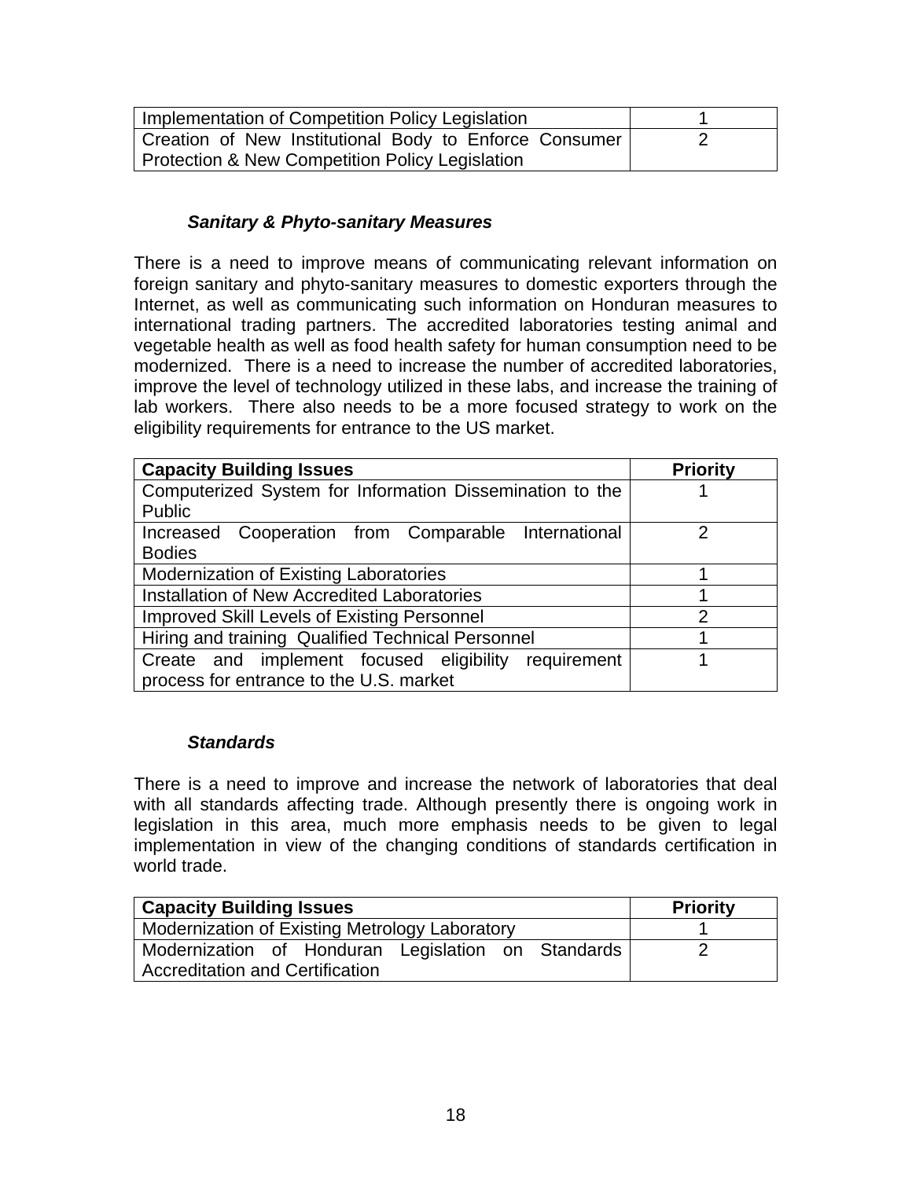| Implementation of Competition Policy Legislation | 1 |
|---|---|
| Creation of New Institutional Body to Enforce Consumer Protection & New Competition Policy Legislation | 2 |

### *Sanitary & Phyto-sanitary Measures*

There is a need to improve means of communicating relevant information on foreign sanitary and phyto-sanitary measures to domestic exporters through the Internet, as well as communicating such information on Honduran measures to international trading partners. The accredited laboratories testing animal and vegetable health as well as food health safety for human consumption need to be modernized. There is a need to increase the number of accredited laboratories, improve the level of technology utilized in these labs, and increase the training of lab workers. There also needs to be a more focused strategy to work on the eligibility requirements for entrance to the US market.

| **Capacity Building Issues** | **Priority** |
|---|---|
| Computerized System for Information Dissemination to the Public | 1 |
| Increased Cooperation from Comparable International Bodies | 2 |
| Modernization of Existing Laboratories | 1 |
| Installation of New Accredited Laboratories | 1 |
| Improved Skill Levels of Existing Personnel | 2 |
| Hiring and training Qualified Technical Personnel | 1 |
| Create and implement focused eligibility requirement process for entrance to the U.S. market | 1 |

### *Standards*

There is a need to improve and increase the network of laboratories that deal with all standards affecting trade. Although presently there is ongoing work in legislation in this area, much more emphasis needs to be given to legal implementation in view of the changing conditions of standards certification in world trade.

| **Capacity Building Issues** | **Priority** |
|---|---|
| Modernization of Existing Metrology Laboratory | 1 |
| Modernization of Honduran Legislation on Standards Accreditation and Certification | 2 |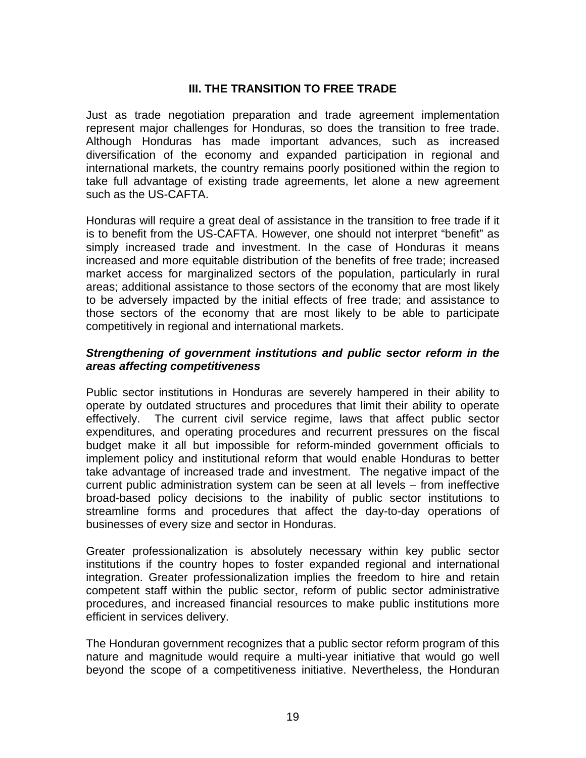## III. THE TRANSITION TO FREE TRADE

Just as trade negotiation preparation and trade agreement implementation represent major challenges for Honduras, so does the transition to free trade. Although Honduras has made important advances, such as increased diversification of the economy and expanded participation in regional and international markets, the country remains poorly positioned within the region to take full advantage of existing trade agreements, let alone a new agreement such as the US-CAFTA.

Honduras will require a great deal of assistance in the transition to free trade if it is to benefit from the US-CAFTA. However, one should not interpret "benefit" as simply increased trade and investment. In the case of Honduras it means increased and more equitable distribution of the benefits of free trade; increased market access for marginalized sectors of the population, particularly in rural areas; additional assistance to those sectors of the economy that are most likely to be adversely impacted by the initial effects of free trade; and assistance to those sectors of the economy that are most likely to be able to participate competitively in regional and international markets.

***Strengthening of government institutions and public sector reform in the areas affecting competitiveness***

Public sector institutions in Honduras are severely hampered in their ability to operate by outdated structures and procedures that limit their ability to operate effectively. The current civil service regime, laws that affect public sector expenditures, and operating procedures and recurrent pressures on the fiscal budget make it all but impossible for reform-minded government officials to implement policy and institutional reform that would enable Honduras to better take advantage of increased trade and investment. The negative impact of the current public administration system can be seen at all levels – from ineffective broad-based policy decisions to the inability of public sector institutions to streamline forms and procedures that affect the day-to-day operations of businesses of every size and sector in Honduras.

Greater professionalization is absolutely necessary within key public sector institutions if the country hopes to foster expanded regional and international integration. Greater professionalization implies the freedom to hire and retain competent staff within the public sector, reform of public sector administrative procedures, and increased financial resources to make public institutions more efficient in services delivery.

The Honduran government recognizes that a public sector reform program of this nature and magnitude would require a multi-year initiative that would go well beyond the scope of a competitiveness initiative. Nevertheless, the Honduran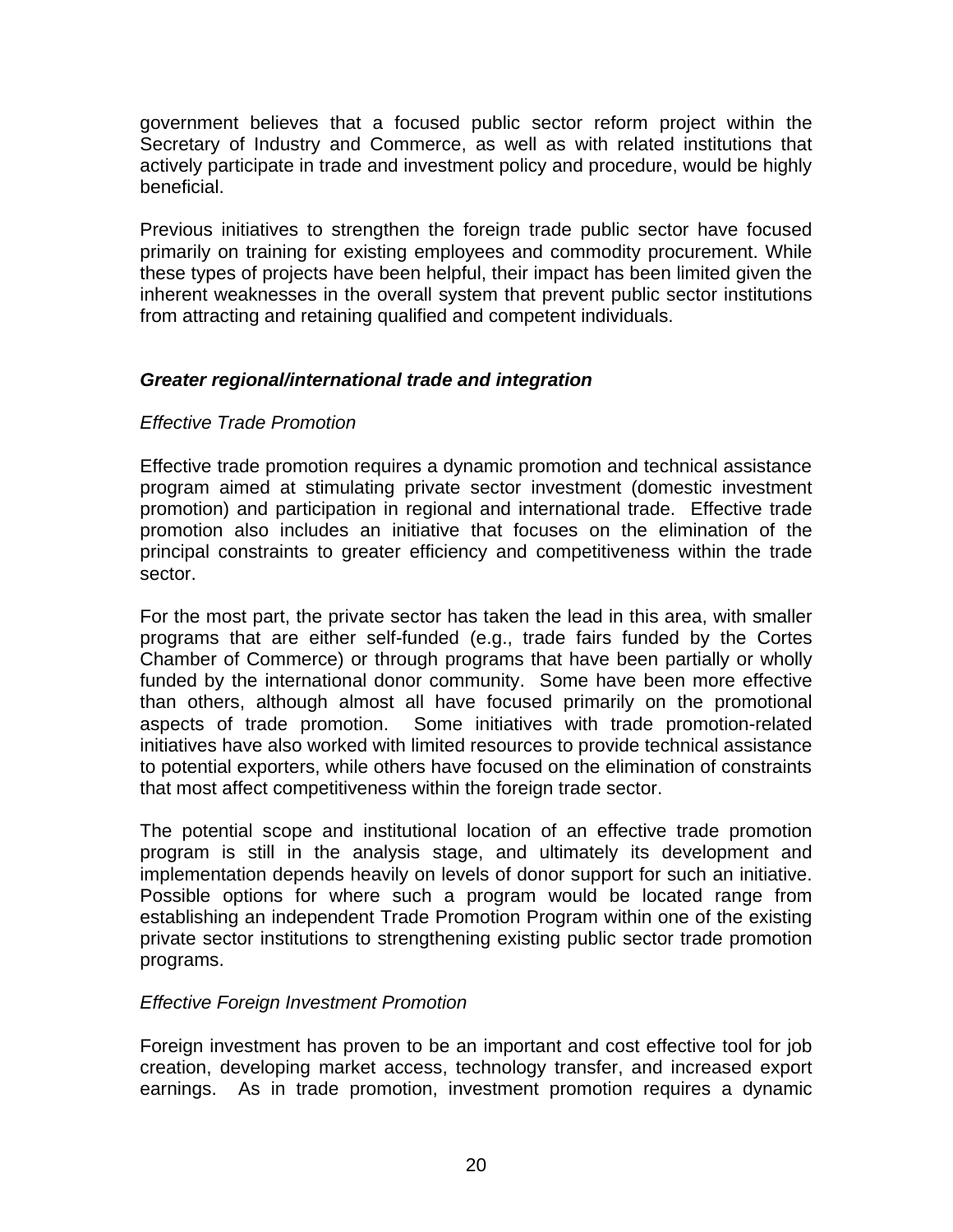government believes that a focused public sector reform project within the Secretary of Industry and Commerce, as well as with related institutions that actively participate in trade and investment policy and procedure, would be highly beneficial.

Previous initiatives to strengthen the foreign trade public sector have focused primarily on training for existing employees and commodity procurement. While these types of projects have been helpful, their impact has been limited given the inherent weaknesses in the overall system that prevent public sector institutions from attracting and retaining qualified and competent individuals.

***Greater regional/international trade and integration***

*Effective Trade Promotion*

Effective trade promotion requires a dynamic promotion and technical assistance program aimed at stimulating private sector investment (domestic investment promotion) and participation in regional and international trade. Effective trade promotion also includes an initiative that focuses on the elimination of the principal constraints to greater efficiency and competitiveness within the trade sector.

For the most part, the private sector has taken the lead in this area, with smaller programs that are either self-funded (e.g., trade fairs funded by the Cortes Chamber of Commerce) or through programs that have been partially or wholly funded by the international donor community. Some have been more effective than others, although almost all have focused primarily on the promotional aspects of trade promotion. Some initiatives with trade promotion-related initiatives have also worked with limited resources to provide technical assistance to potential exporters, while others have focused on the elimination of constraints that most affect competitiveness within the foreign trade sector.

The potential scope and institutional location of an effective trade promotion program is still in the analysis stage, and ultimately its development and implementation depends heavily on levels of donor support for such an initiative. Possible options for where such a program would be located range from establishing an independent Trade Promotion Program within one of the existing private sector institutions to strengthening existing public sector trade promotion programs.

*Effective Foreign Investment Promotion*

Foreign investment has proven to be an important and cost effective tool for job creation, developing market access, technology transfer, and increased export earnings. As in trade promotion, investment promotion requires a dynamic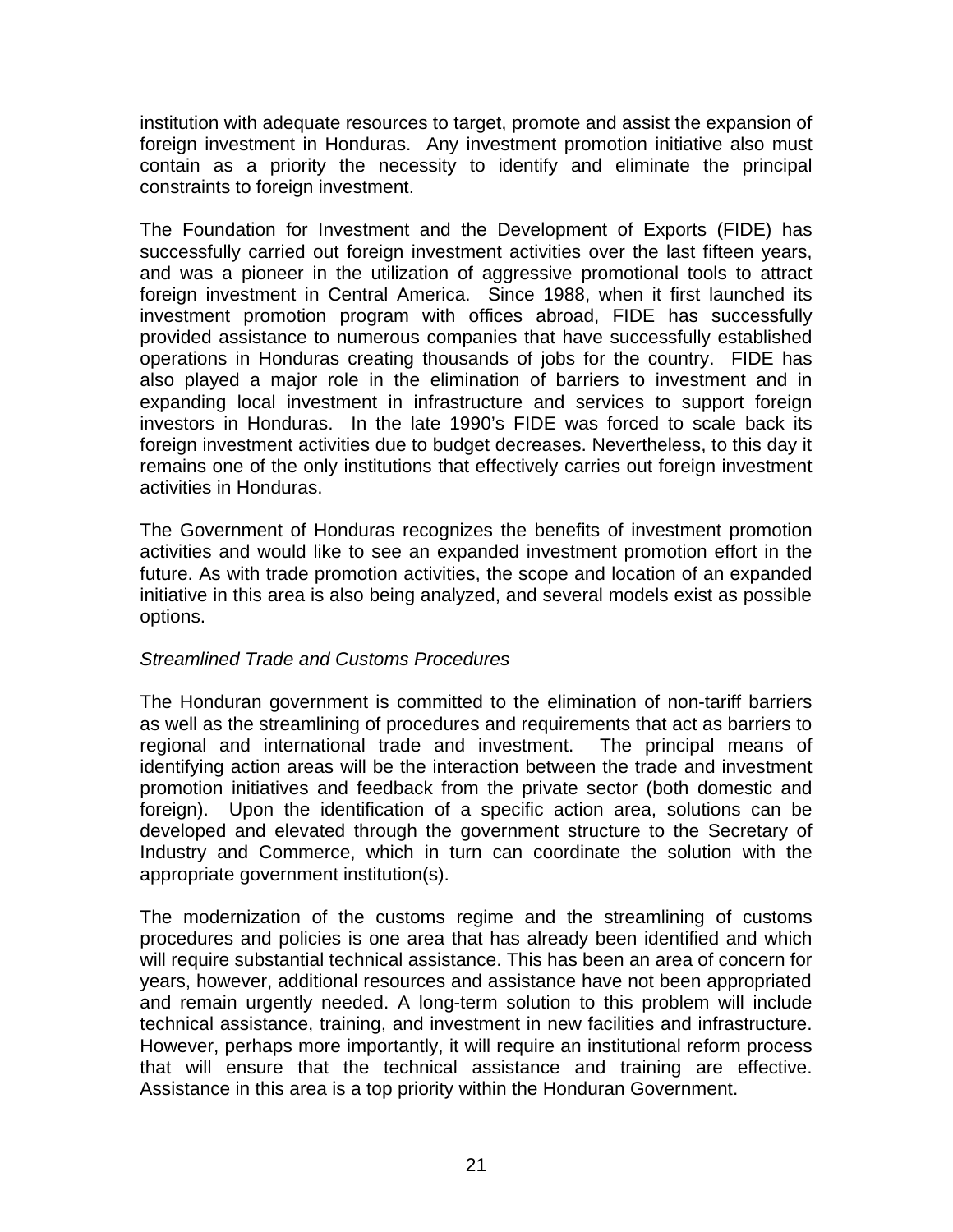institution with adequate resources to target, promote and assist the expansion of foreign investment in Honduras. Any investment promotion initiative also must contain as a priority the necessity to identify and eliminate the principal constraints to foreign investment.

The Foundation for Investment and the Development of Exports (FIDE) has successfully carried out foreign investment activities over the last fifteen years, and was a pioneer in the utilization of aggressive promotional tools to attract foreign investment in Central America. Since 1988, when it first launched its investment promotion program with offices abroad, FIDE has successfully provided assistance to numerous companies that have successfully established operations in Honduras creating thousands of jobs for the country. FIDE has also played a major role in the elimination of barriers to investment and in expanding local investment in infrastructure and services to support foreign investors in Honduras. In the late 1990's FIDE was forced to scale back its foreign investment activities due to budget decreases. Nevertheless, to this day it remains one of the only institutions that effectively carries out foreign investment activities in Honduras.

The Government of Honduras recognizes the benefits of investment promotion activities and would like to see an expanded investment promotion effort in the future. As with trade promotion activities, the scope and location of an expanded initiative in this area is also being analyzed, and several models exist as possible options.

*Streamlined Trade and Customs Procedures*

The Honduran government is committed to the elimination of non-tariff barriers as well as the streamlining of procedures and requirements that act as barriers to regional and international trade and investment. The principal means of identifying action areas will be the interaction between the trade and investment promotion initiatives and feedback from the private sector (both domestic and foreign). Upon the identification of a specific action area, solutions can be developed and elevated through the government structure to the Secretary of Industry and Commerce, which in turn can coordinate the solution with the appropriate government institution(s).

The modernization of the customs regime and the streamlining of customs procedures and policies is one area that has already been identified and which will require substantial technical assistance. This has been an area of concern for years, however, additional resources and assistance have not been appropriated and remain urgently needed. A long-term solution to this problem will include technical assistance, training, and investment in new facilities and infrastructure. However, perhaps more importantly, it will require an institutional reform process that will ensure that the technical assistance and training are effective. Assistance in this area is a top priority within the Honduran Government.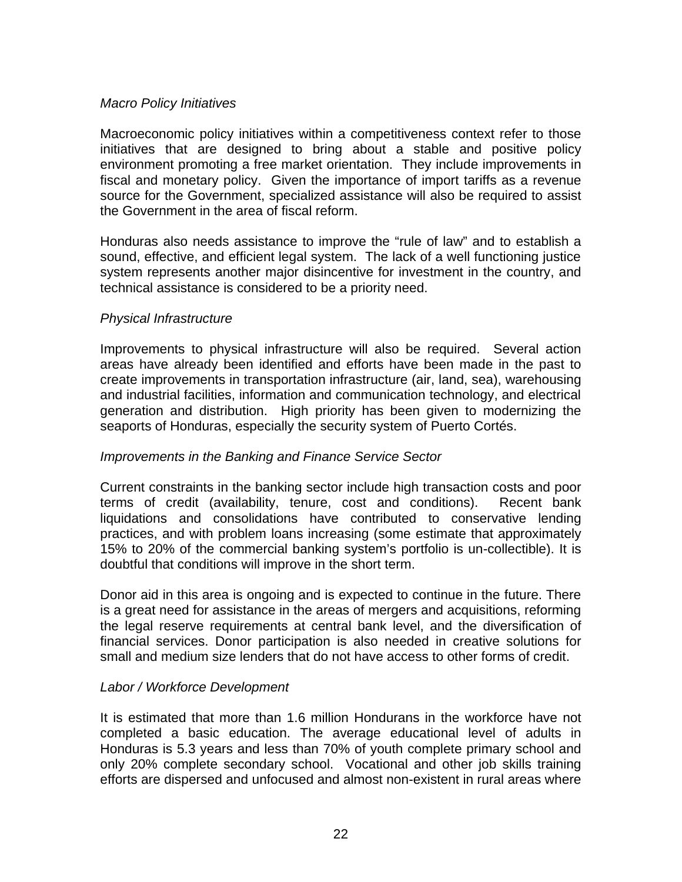*Macro Policy Initiatives*

Macroeconomic policy initiatives within a competitiveness context refer to those initiatives that are designed to bring about a stable and positive policy environment promoting a free market orientation. They include improvements in fiscal and monetary policy. Given the importance of import tariffs as a revenue source for the Government, specialized assistance will also be required to assist the Government in the area of fiscal reform.

Honduras also needs assistance to improve the "rule of law" and to establish a sound, effective, and efficient legal system. The lack of a well functioning justice system represents another major disincentive for investment in the country, and technical assistance is considered to be a priority need.

*Physical Infrastructure*

Improvements to physical infrastructure will also be required. Several action areas have already been identified and efforts have been made in the past to create improvements in transportation infrastructure (air, land, sea), warehousing and industrial facilities, information and communication technology, and electrical generation and distribution. High priority has been given to modernizing the seaports of Honduras, especially the security system of Puerto Cortés.

*Improvements in the Banking and Finance Service Sector*

Current constraints in the banking sector include high transaction costs and poor terms of credit (availability, tenure, cost and conditions). Recent bank liquidations and consolidations have contributed to conservative lending practices, and with problem loans increasing (some estimate that approximately 15% to 20% of the commercial banking system's portfolio is un-collectible). It is doubtful that conditions will improve in the short term.

Donor aid in this area is ongoing and is expected to continue in the future. There is a great need for assistance in the areas of mergers and acquisitions, reforming the legal reserve requirements at central bank level, and the diversification of financial services. Donor participation is also needed in creative solutions for small and medium size lenders that do not have access to other forms of credit.

*Labor / Workforce Development*

It is estimated that more than 1.6 million Hondurans in the workforce have not completed a basic education. The average educational level of adults in Honduras is 5.3 years and less than 70% of youth complete primary school and only 20% complete secondary school. Vocational and other job skills training efforts are dispersed and unfocused and almost non-existent in rural areas where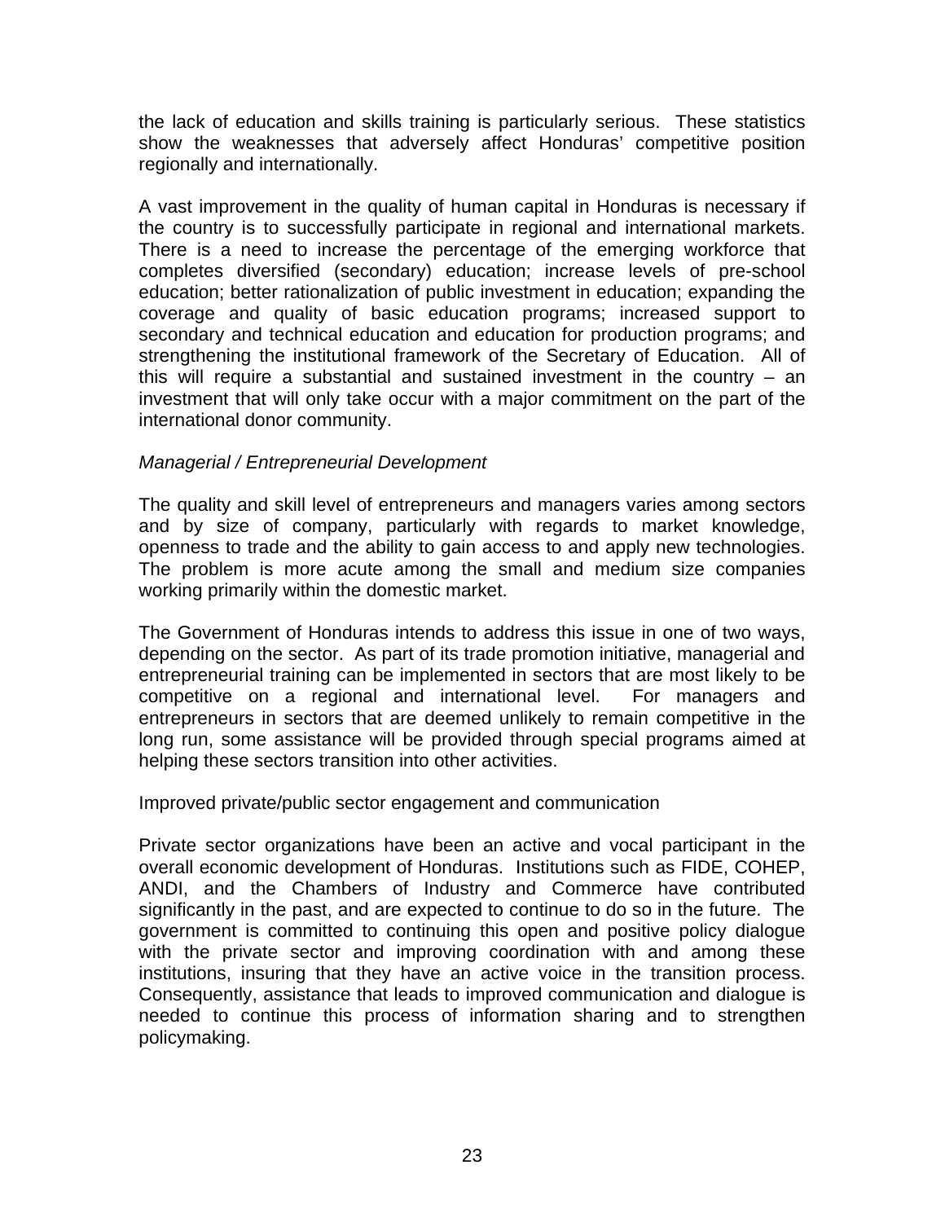the lack of education and skills training is particularly serious. These statistics show the weaknesses that adversely affect Honduras' competitive position regionally and internationally.

A vast improvement in the quality of human capital in Honduras is necessary if the country is to successfully participate in regional and international markets. There is a need to increase the percentage of the emerging workforce that completes diversified (secondary) education; increase levels of pre-school education; better rationalization of public investment in education; expanding the coverage and quality of basic education programs; increased support to secondary and technical education and education for production programs; and strengthening the institutional framework of the Secretary of Education. All of this will require a substantial and sustained investment in the country – an investment that will only take occur with a major commitment on the part of the international donor community.

*Managerial / Entrepreneurial Development*

The quality and skill level of entrepreneurs and managers varies among sectors and by size of company, particularly with regards to market knowledge, openness to trade and the ability to gain access to and apply new technologies. The problem is more acute among the small and medium size companies working primarily within the domestic market.

The Government of Honduras intends to address this issue in one of two ways, depending on the sector. As part of its trade promotion initiative, managerial and entrepreneurial training can be implemented in sectors that are most likely to be competitive on a regional and international level. For managers and entrepreneurs in sectors that are deemed unlikely to remain competitive in the long run, some assistance will be provided through special programs aimed at helping these sectors transition into other activities.

Improved private/public sector engagement and communication

Private sector organizations have been an active and vocal participant in the overall economic development of Honduras. Institutions such as FIDE, COHEP, ANDI, and the Chambers of Industry and Commerce have contributed significantly in the past, and are expected to continue to do so in the future. The government is committed to continuing this open and positive policy dialogue with the private sector and improving coordination with and among these institutions, insuring that they have an active voice in the transition process. Consequently, assistance that leads to improved communication and dialogue is needed to continue this process of information sharing and to strengthen policymaking.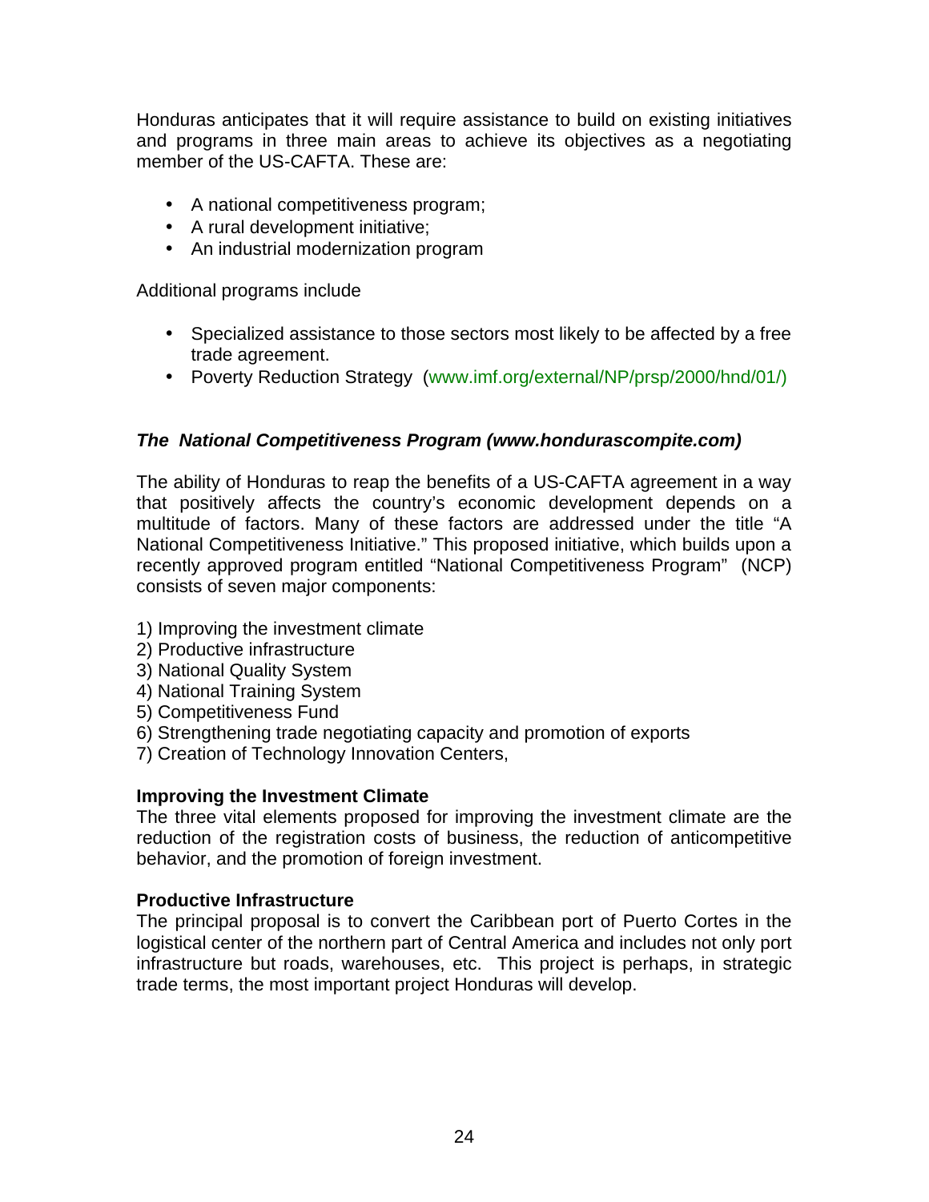Honduras anticipates that it will require assistance to build on existing initiatives and programs in three main areas to achieve its objectives as a negotiating member of the US-CAFTA. These are:

- A national competitiveness program;
- A rural development initiative;
- An industrial modernization program

Additional programs include

- Specialized assistance to those sectors most likely to be affected by a free trade agreement.
- Poverty Reduction Strategy (www.imf.org/external/NP/prsp/2000/hnd/01/)

***The National Competitiveness Program (www.hondurascompite.com)***

The ability of Honduras to reap the benefits of a US-CAFTA agreement in a way that positively affects the country's economic development depends on a multitude of factors. Many of these factors are addressed under the title "A National Competitiveness Initiative." This proposed initiative, which builds upon a recently approved program entitled "National Competitiveness Program" (NCP) consists of seven major components:

1) Improving the investment climate
2) Productive infrastructure
3) National Quality System
4) National Training System
5) Competitiveness Fund
6) Strengthening trade negotiating capacity and promotion of exports
7) Creation of Technology Innovation Centers,

**Improving the Investment Climate**
The three vital elements proposed for improving the investment climate are the reduction of the registration costs of business, the reduction of anticompetitive behavior, and the promotion of foreign investment.

**Productive Infrastructure**
The principal proposal is to convert the Caribbean port of Puerto Cortes in the logistical center of the northern part of Central America and includes not only port infrastructure but roads, warehouses, etc. This project is perhaps, in strategic trade terms, the most important project Honduras will develop.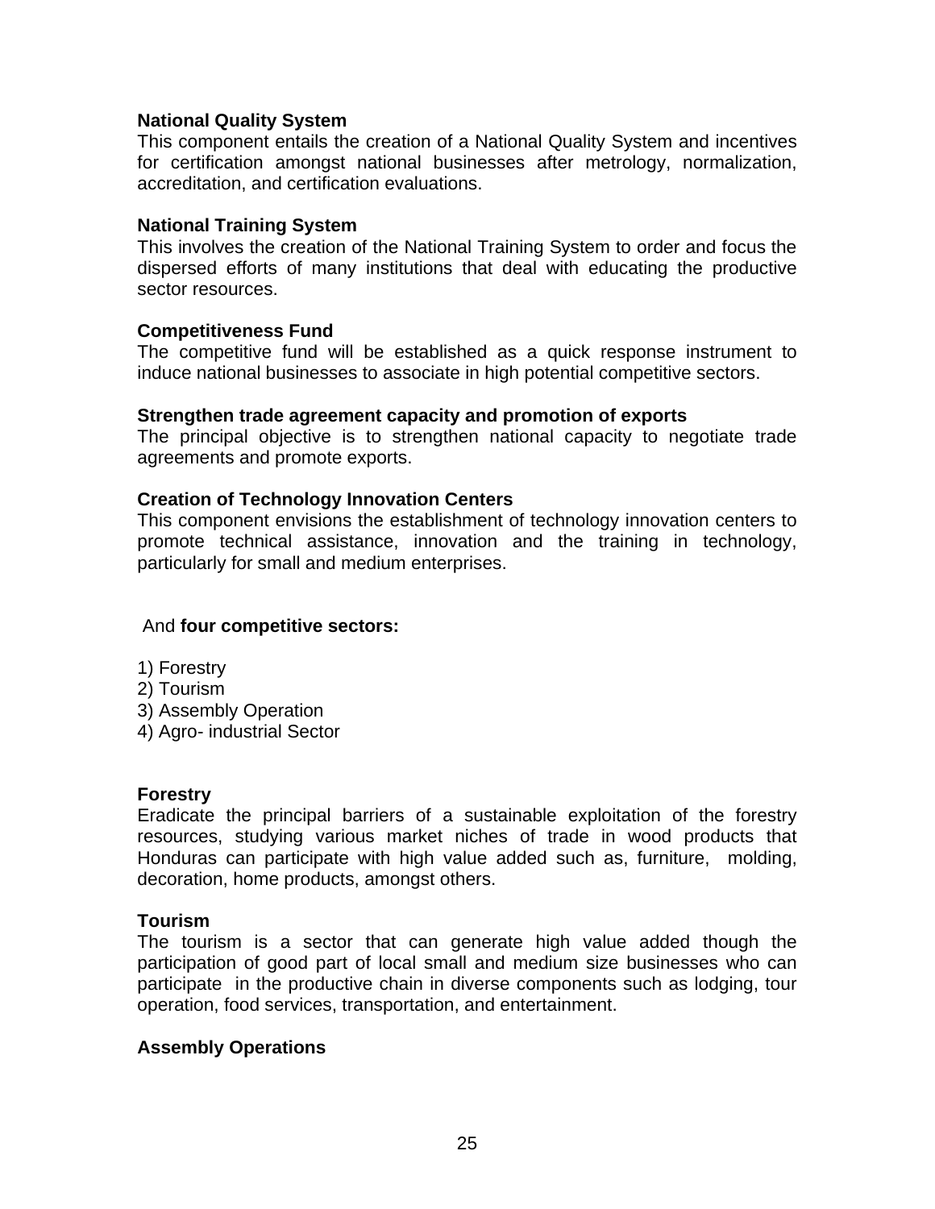**National Quality System**

This component entails the creation of a National Quality System and incentives for certification amongst national businesses after metrology, normalization, accreditation, and certification evaluations.

**National Training System**

This involves the creation of the National Training System to order and focus the dispersed efforts of many institutions that deal with educating the productive sector resources.

**Competitiveness Fund**

The competitive fund will be established as a quick response instrument to induce national businesses to associate in high potential competitive sectors.

**Strengthen trade agreement capacity and promotion of exports**

The principal objective is to strengthen national capacity to negotiate trade agreements and promote exports.

**Creation of Technology Innovation Centers**

This component envisions the establishment of technology innovation centers to promote technical assistance, innovation and the training in technology, particularly for small and medium enterprises.

And **four competitive sectors:**

1) Forestry
2) Tourism
3) Assembly Operation
4) Agro- industrial Sector

**Forestry**

Eradicate the principal barriers of a sustainable exploitation of the forestry resources, studying various market niches of trade in wood products that Honduras can participate with high value added such as, furniture, molding, decoration, home products, amongst others.

**Tourism**

The tourism is a sector that can generate high value added though the participation of good part of local small and medium size businesses who can participate in the productive chain in diverse components such as lodging, tour operation, food services, transportation, and entertainment.

**Assembly Operations**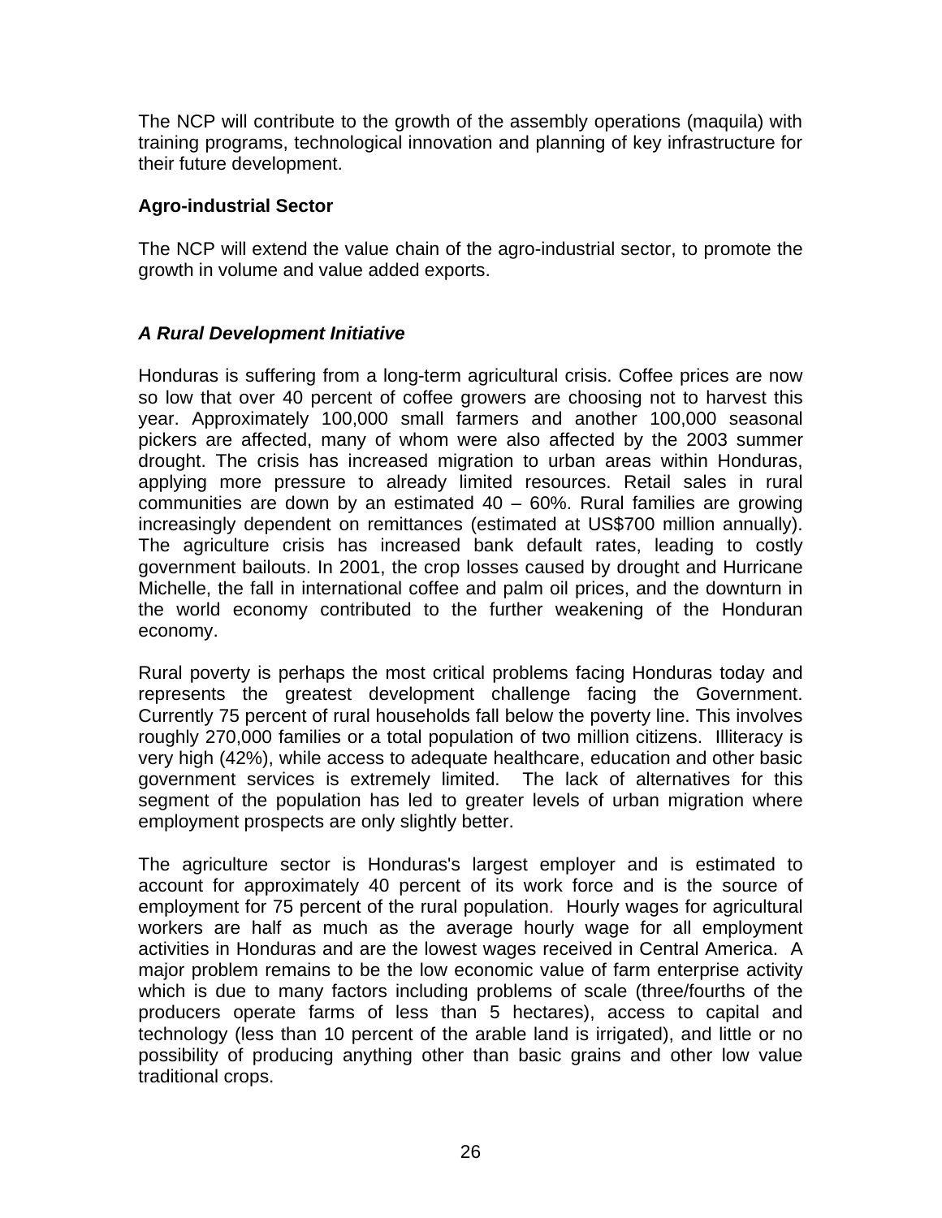The NCP will contribute to the growth of the assembly operations (maquila) with training programs, technological innovation and planning of key infrastructure for their future development.

**Agro-industrial Sector**

The NCP will extend the value chain of the agro-industrial sector, to promote the growth in volume and value added exports.

***A Rural Development Initiative***

Honduras is suffering from a long-term agricultural crisis. Coffee prices are now so low that over 40 percent of coffee growers are choosing not to harvest this year. Approximately 100,000 small farmers and another 100,000 seasonal pickers are affected, many of whom were also affected by the 2003 summer drought. The crisis has increased migration to urban areas within Honduras, applying more pressure to already limited resources. Retail sales in rural communities are down by an estimated 40 – 60%. Rural families are growing increasingly dependent on remittances (estimated at US$700 million annually). The agriculture crisis has increased bank default rates, leading to costly government bailouts. In 2001, the crop losses caused by drought and Hurricane Michelle, the fall in international coffee and palm oil prices, and the downturn in the world economy contributed to the further weakening of the Honduran economy.

Rural poverty is perhaps the most critical problems facing Honduras today and represents the greatest development challenge facing the Government. Currently 75 percent of rural households fall below the poverty line. This involves roughly 270,000 families or a total population of two million citizens. Illiteracy is very high (42%), while access to adequate healthcare, education and other basic government services is extremely limited. The lack of alternatives for this segment of the population has led to greater levels of urban migration where employment prospects are only slightly better.

The agriculture sector is Honduras's largest employer and is estimated to account for approximately 40 percent of its work force and is the source of employment for 75 percent of the rural population. Hourly wages for agricultural workers are half as much as the average hourly wage for all employment activities in Honduras and are the lowest wages received in Central America. A major problem remains to be the low economic value of farm enterprise activity which is due to many factors including problems of scale (three/fourths of the producers operate farms of less than 5 hectares), access to capital and technology (less than 10 percent of the arable land is irrigated), and little or no possibility of producing anything other than basic grains and other low value traditional crops.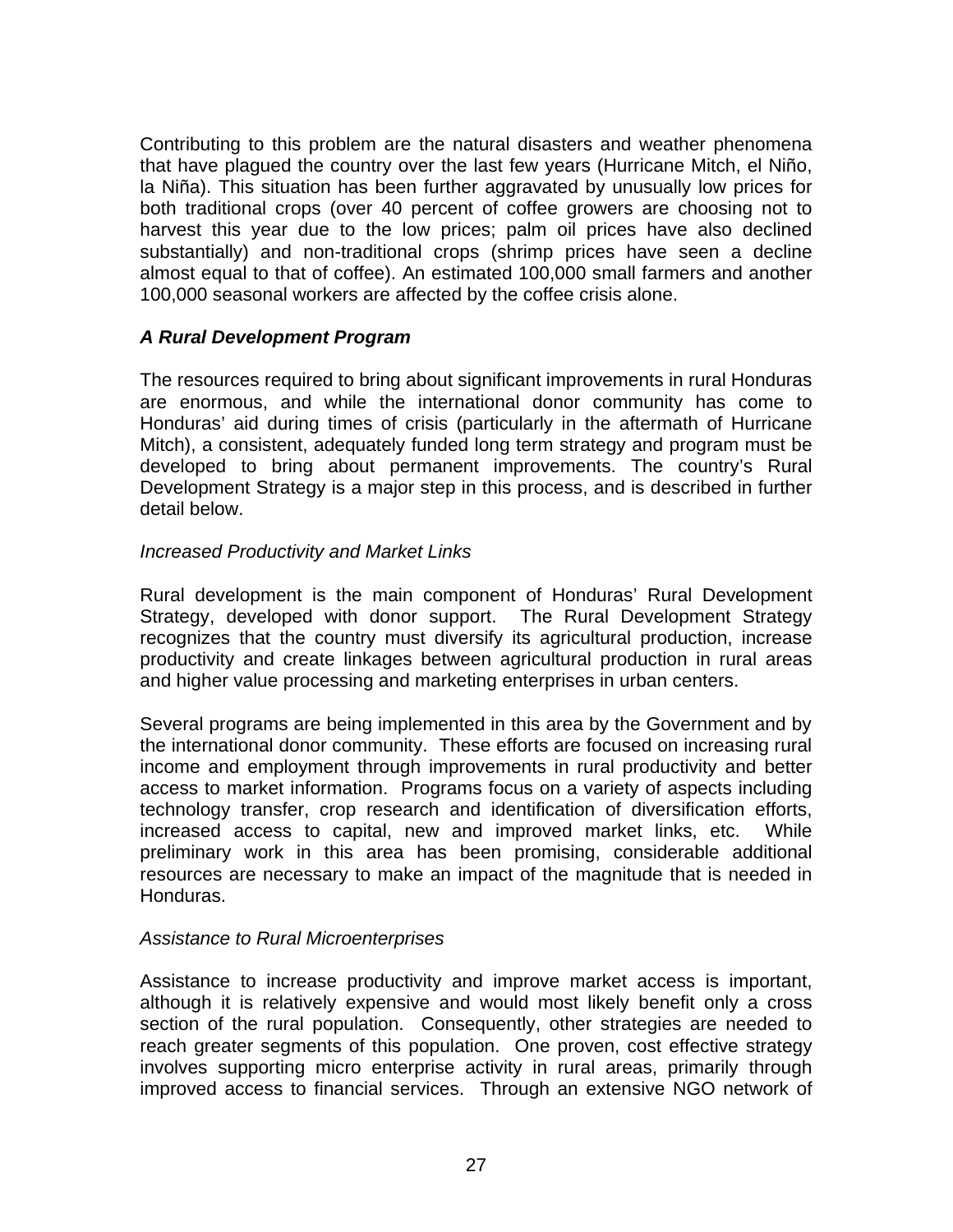Contributing to this problem are the natural disasters and weather phenomena that have plagued the country over the last few years (Hurricane Mitch, el Niño, la Niña). This situation has been further aggravated by unusually low prices for both traditional crops (over 40 percent of coffee growers are choosing not to harvest this year due to the low prices; palm oil prices have also declined substantially) and non-traditional crops (shrimp prices have seen a decline almost equal to that of coffee). An estimated 100,000 small farmers and another 100,000 seasonal workers are affected by the coffee crisis alone.

### *A Rural Development Program*

The resources required to bring about significant improvements in rural Honduras are enormous, and while the international donor community has come to Honduras' aid during times of crisis (particularly in the aftermath of Hurricane Mitch), a consistent, adequately funded long term strategy and program must be developed to bring about permanent improvements. The country's Rural Development Strategy is a major step in this process, and is described in further detail below.

#### *Increased Productivity and Market Links*

Rural development is the main component of Honduras' Rural Development Strategy, developed with donor support. The Rural Development Strategy recognizes that the country must diversify its agricultural production, increase productivity and create linkages between agricultural production in rural areas and higher value processing and marketing enterprises in urban centers.

Several programs are being implemented in this area by the Government and by the international donor community. These efforts are focused on increasing rural income and employment through improvements in rural productivity and better access to market information. Programs focus on a variety of aspects including technology transfer, crop research and identification of diversification efforts, increased access to capital, new and improved market links, etc. While preliminary work in this area has been promising, considerable additional resources are necessary to make an impact of the magnitude that is needed in Honduras.

#### *Assistance to Rural Microenterprises*

Assistance to increase productivity and improve market access is important, although it is relatively expensive and would most likely benefit only a cross section of the rural population. Consequently, other strategies are needed to reach greater segments of this population. One proven, cost effective strategy involves supporting micro enterprise activity in rural areas, primarily through improved access to financial services. Through an extensive NGO network of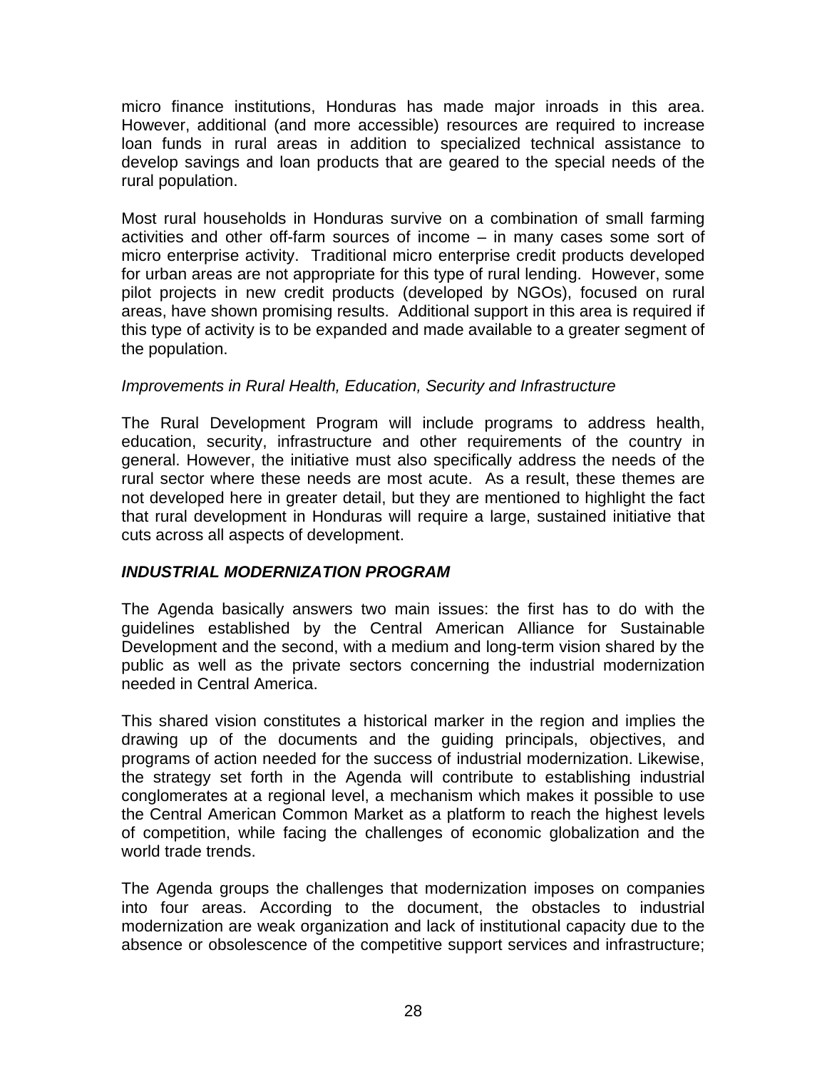micro finance institutions, Honduras has made major inroads in this area. However, additional (and more accessible) resources are required to increase loan funds in rural areas in addition to specialized technical assistance to develop savings and loan products that are geared to the special needs of the rural population.

Most rural households in Honduras survive on a combination of small farming activities and other off-farm sources of income – in many cases some sort of micro enterprise activity. Traditional micro enterprise credit products developed for urban areas are not appropriate for this type of rural lending. However, some pilot projects in new credit products (developed by NGOs), focused on rural areas, have shown promising results. Additional support in this area is required if this type of activity is to be expanded and made available to a greater segment of the population.

*Improvements in Rural Health, Education, Security and Infrastructure*

The Rural Development Program will include programs to address health, education, security, infrastructure and other requirements of the country in general. However, the initiative must also specifically address the needs of the rural sector where these needs are most acute. As a result, these themes are not developed here in greater detail, but they are mentioned to highlight the fact that rural development in Honduras will require a large, sustained initiative that cuts across all aspects of development.

***INDUSTRIAL MODERNIZATION PROGRAM***

The Agenda basically answers two main issues: the first has to do with the guidelines established by the Central American Alliance for Sustainable Development and the second, with a medium and long-term vision shared by the public as well as the private sectors concerning the industrial modernization needed in Central America.

This shared vision constitutes a historical marker in the region and implies the drawing up of the documents and the guiding principals, objectives, and programs of action needed for the success of industrial modernization. Likewise, the strategy set forth in the Agenda will contribute to establishing industrial conglomerates at a regional level, a mechanism which makes it possible to use the Central American Common Market as a platform to reach the highest levels of competition, while facing the challenges of economic globalization and the world trade trends.

The Agenda groups the challenges that modernization imposes on companies into four areas. According to the document, the obstacles to industrial modernization are weak organization and lack of institutional capacity due to the absence or obsolescence of the competitive support services and infrastructure;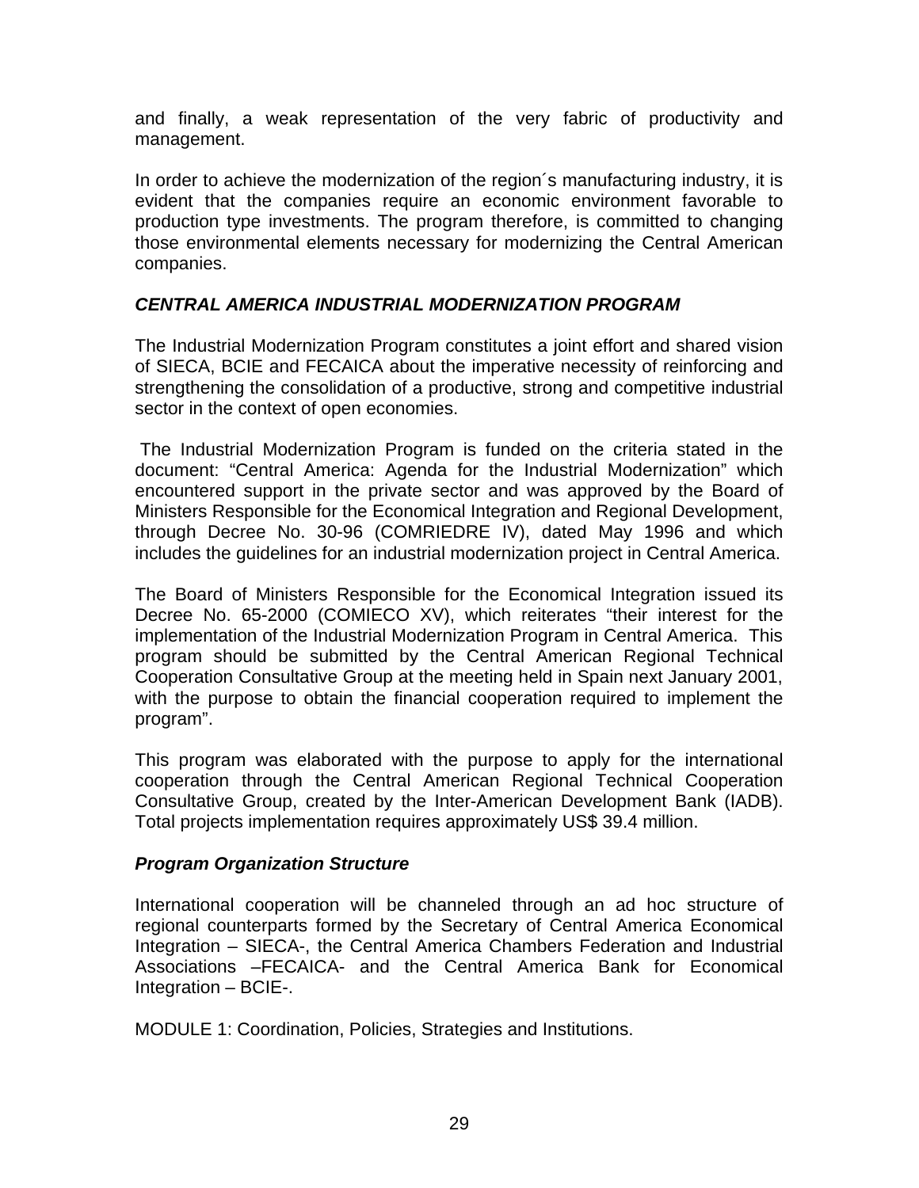and finally, a weak representation of the very fabric of productivity and management.

In order to achieve the modernization of the region´s manufacturing industry, it is evident that the companies require an economic environment favorable to production type investments. The program therefore, is committed to changing those environmental elements necessary for modernizing the Central American companies.

### *CENTRAL AMERICA INDUSTRIAL MODERNIZATION PROGRAM*

The Industrial Modernization Program constitutes a joint effort and shared vision of SIECA, BCIE and FECAICA about the imperative necessity of reinforcing and strengthening the consolidation of a productive, strong and competitive industrial sector in the context of open economies.

The Industrial Modernization Program is funded on the criteria stated in the document: "Central America: Agenda for the Industrial Modernization" which encountered support in the private sector and was approved by the Board of Ministers Responsible for the Economical Integration and Regional Development, through Decree No. 30-96 (COMRIEDRE IV), dated May 1996 and which includes the guidelines for an industrial modernization project in Central America.

The Board of Ministers Responsible for the Economical Integration issued its Decree No. 65-2000 (COMIECO XV), which reiterates "their interest for the implementation of the Industrial Modernization Program in Central America. This program should be submitted by the Central American Regional Technical Cooperation Consultative Group at the meeting held in Spain next January 2001, with the purpose to obtain the financial cooperation required to implement the program".

This program was elaborated with the purpose to apply for the international cooperation through the Central American Regional Technical Cooperation Consultative Group, created by the Inter-American Development Bank (IADB). Total projects implementation requires approximately US$ 39.4 million.

#### *Program Organization Structure*

International cooperation will be channeled through an ad hoc structure of regional counterparts formed by the Secretary of Central America Economical Integration – SIECA-, the Central America Chambers Federation and Industrial Associations –FECAICA- and the Central America Bank for Economical Integration – BCIE-.

MODULE 1: Coordination, Policies, Strategies and Institutions.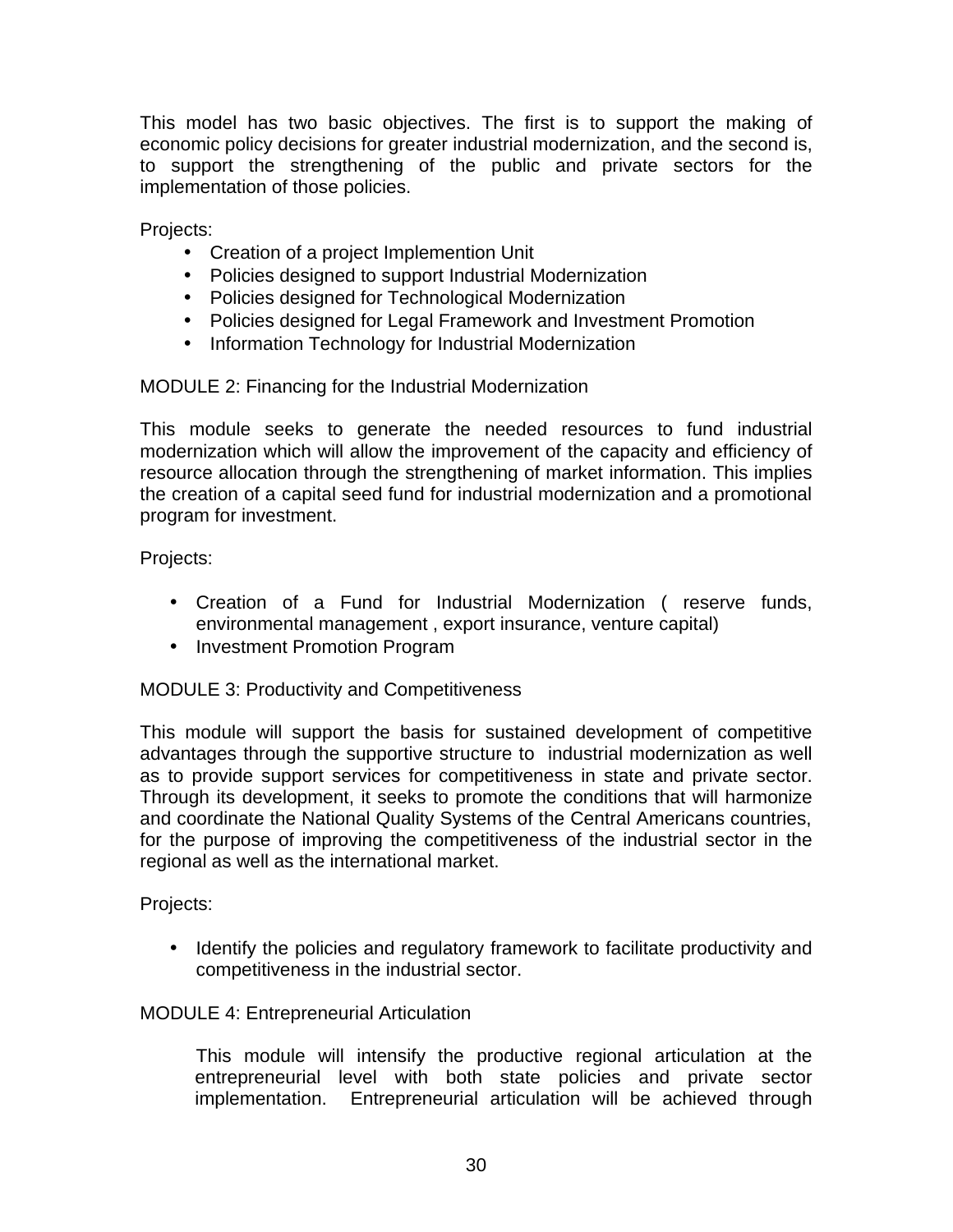This model has two basic objectives. The first is to support the making of economic policy decisions for greater industrial modernization, and the second is, to support the strengthening of the public and private sectors for the implementation of those policies.

Projects:

- Creation of a project Implemention Unit
- Policies designed to support Industrial Modernization
- Policies designed for Technological Modernization
- Policies designed for Legal Framework and Investment Promotion
- Information Technology for Industrial Modernization

MODULE 2: Financing for the Industrial Modernization

This module seeks to generate the needed resources to fund industrial modernization which will allow the improvement of the capacity and efficiency of resource allocation through the strengthening of market information. This implies the creation of a capital seed fund for industrial modernization and a promotional program for investment.

Projects:

- Creation of a Fund for Industrial Modernization ( reserve funds, environmental management , export insurance, venture capital)
- Investment Promotion Program

MODULE 3: Productivity and Competitiveness

This module will support the basis for sustained development of competitive advantages through the supportive structure to industrial modernization as well as to provide support services for competitiveness in state and private sector. Through its development, it seeks to promote the conditions that will harmonize and coordinate the National Quality Systems of the Central Americans countries, for the purpose of improving the competitiveness of the industrial sector in the regional as well as the international market.

Projects:

- Identify the policies and regulatory framework to facilitate productivity and competitiveness in the industrial sector.

MODULE 4: Entrepreneurial Articulation

This module will intensify the productive regional articulation at the entrepreneurial level with both state policies and private sector implementation. Entrepreneurial articulation will be achieved through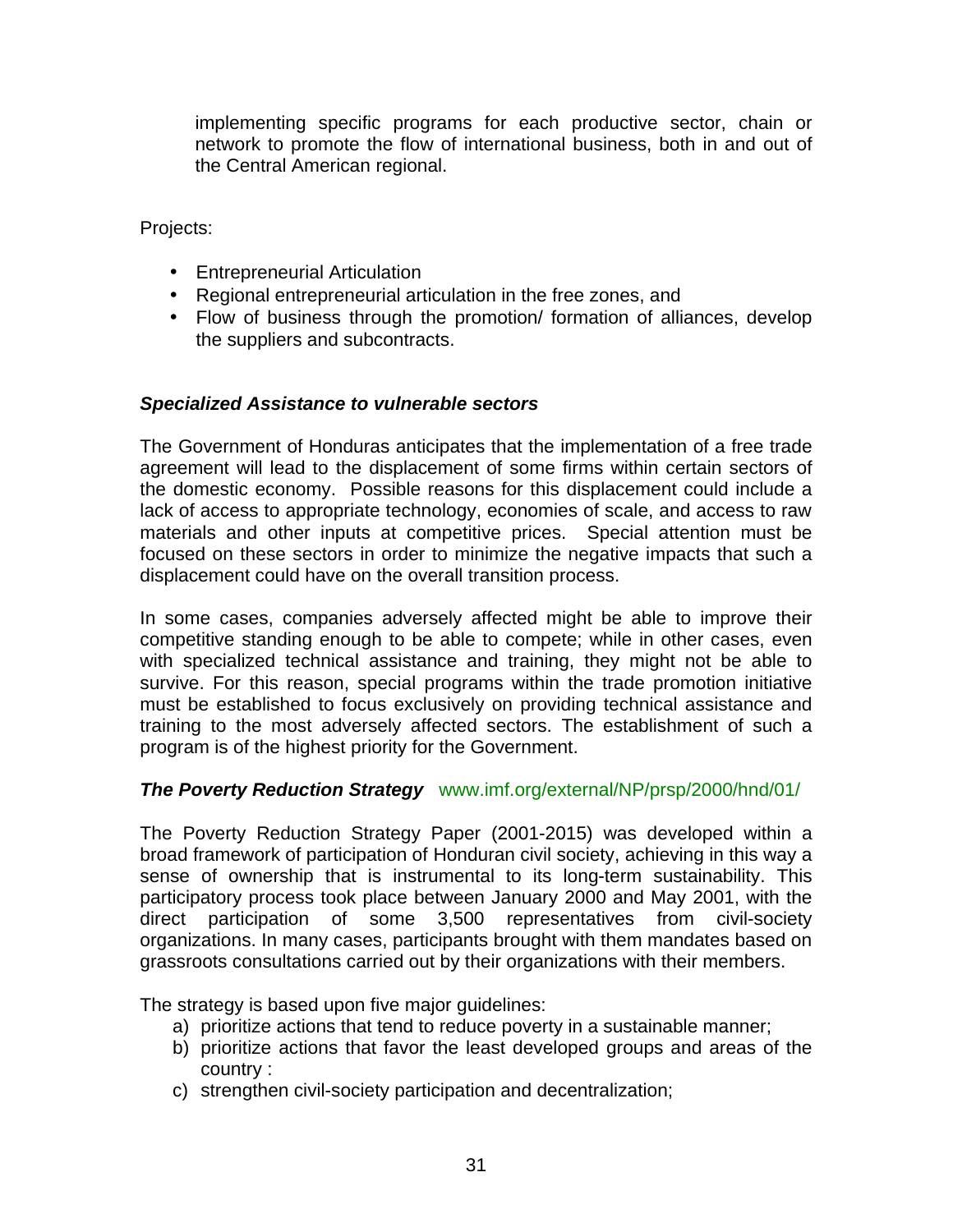implementing specific programs for each productive sector, chain or network to promote the flow of international business, both in and out of the Central American regional.

Projects:

- Entrepreneurial Articulation
- Regional entrepreneurial articulation in the free zones, and
- Flow of business through the promotion/ formation of alliances, develop the suppliers and subcontracts.

### *Specialized Assistance to vulnerable sectors*

The Government of Honduras anticipates that the implementation of a free trade agreement will lead to the displacement of some firms within certain sectors of the domestic economy. Possible reasons for this displacement could include a lack of access to appropriate technology, economies of scale, and access to raw materials and other inputs at competitive prices. Special attention must be focused on these sectors in order to minimize the negative impacts that such a displacement could have on the overall transition process.

In some cases, companies adversely affected might be able to improve their competitive standing enough to be able to compete; while in other cases, even with specialized technical assistance and training, they might not be able to survive. For this reason, special programs within the trade promotion initiative must be established to focus exclusively on providing technical assistance and training to the most adversely affected sectors. The establishment of such a program is of the highest priority for the Government.

### *The Poverty Reduction Strategy* www.imf.org/external/NP/prsp/2000/hnd/01/

The Poverty Reduction Strategy Paper (2001-2015) was developed within a broad framework of participation of Honduran civil society, achieving in this way a sense of ownership that is instrumental to its long-term sustainability. This participatory process took place between January 2000 and May 2001, with the direct participation of some 3,500 representatives from civil-society organizations. In many cases, participants brought with them mandates based on grassroots consultations carried out by their organizations with their members.

The strategy is based upon five major guidelines:

a) prioritize actions that tend to reduce poverty in a sustainable manner;
b) prioritize actions that favor the least developed groups and areas of the country :
c) strengthen civil-society participation and decentralization;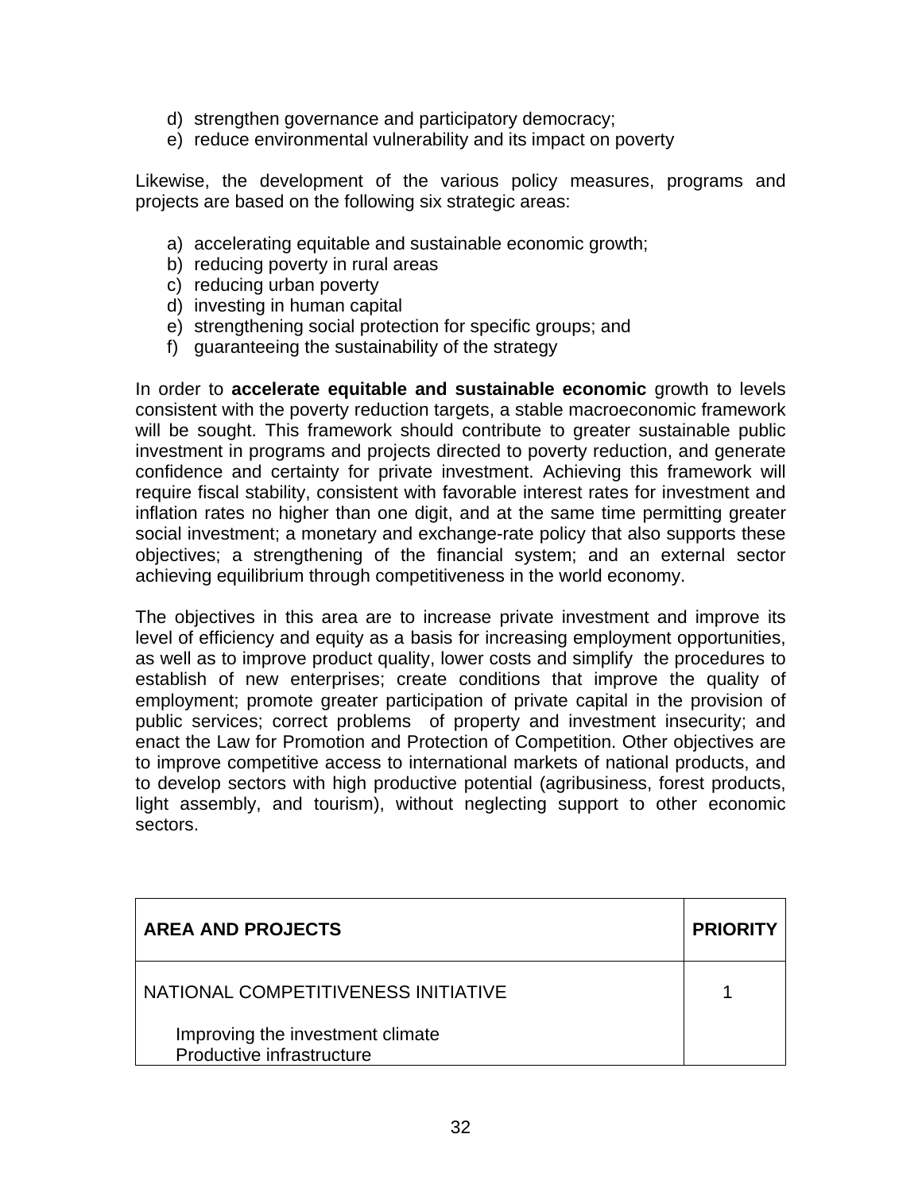d) strengthen governance and participatory democracy;
e) reduce environmental vulnerability and its impact on poverty

Likewise, the development of the various policy measures, programs and projects are based on the following six strategic areas:

a) accelerating equitable and sustainable economic growth;
b) reducing poverty in rural areas
c) reducing urban poverty
d) investing in human capital
e) strengthening social protection for specific groups; and
f) guaranteeing the sustainability of the strategy

In order to **accelerate equitable and sustainable economic** growth to levels consistent with the poverty reduction targets, a stable macroeconomic framework will be sought. This framework should contribute to greater sustainable public investment in programs and projects directed to poverty reduction, and generate confidence and certainty for private investment. Achieving this framework will require fiscal stability, consistent with favorable interest rates for investment and inflation rates no higher than one digit, and at the same time permitting greater social investment; a monetary and exchange-rate policy that also supports these objectives; a strengthening of the financial system; and an external sector achieving equilibrium through competitiveness in the world economy.

The objectives in this area are to increase private investment and improve its level of efficiency and equity as a basis for increasing employment opportunities, as well as to improve product quality, lower costs and simplify the procedures to establish of new enterprises; create conditions that improve the quality of employment; promote greater participation of private capital in the provision of public services; correct problems of property and investment insecurity; and enact the Law for Promotion and Protection of Competition. Other objectives are to improve competitive access to international markets of national products, and to develop sectors with high productive potential (agribusiness, forest products, light assembly, and tourism), without neglecting support to other economic sectors.

| **AREA AND PROJECTS** | **PRIORITY** |
|---|---|
| NATIONAL COMPETITIVENESS INITIATIVE | 1 |
| Improving the investment climate<br>Productive infrastructure | |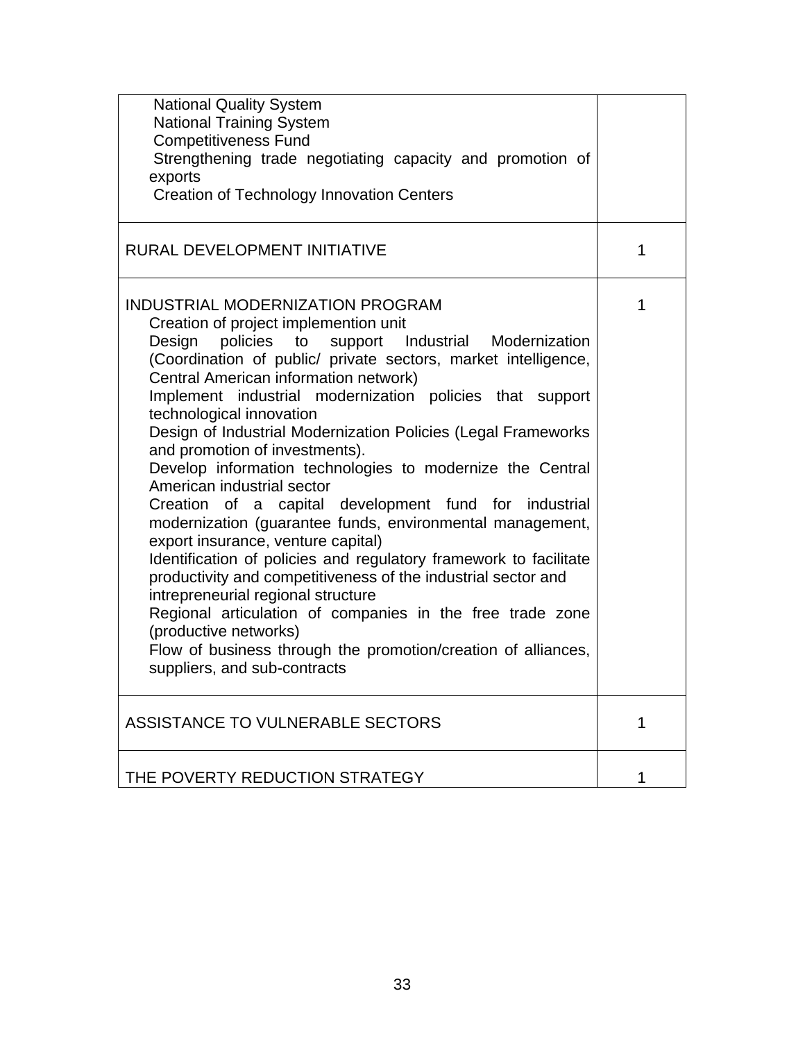| | |
|---|---|
| National Quality System<br>National Training System<br>Competitiveness Fund<br>Strengthening trade negotiating capacity and promotion of exports<br>Creation of Technology Innovation Centers | |
| RURAL DEVELOPMENT INITIATIVE | 1 |
| INDUSTRIAL MODERNIZATION PROGRAM<br>Creation of project implemention unit<br>Design policies to support Industrial Modernization (Coordination of public/ private sectors, market intelligence, Central American information network)<br>Implement industrial modernization policies that support technological innovation<br>Design of Industrial Modernization Policies (Legal Frameworks and promotion of investments).<br>Develop information technologies to modernize the Central American industrial sector<br>Creation of a capital development fund for industrial modernization (guarantee funds, environmental management, export insurance, venture capital)<br>Identification of policies and regulatory framework to facilitate productivity and competitiveness of the industrial sector and intrepreneurial regional structure<br>Regional articulation of companies in the free trade zone (productive networks)<br>Flow of business through the promotion/creation of alliances, suppliers, and sub-contracts | 1 |
| ASSISTANCE TO VULNERABLE SECTORS | 1 |
| THE POVERTY REDUCTION STRATEGY | 1 |